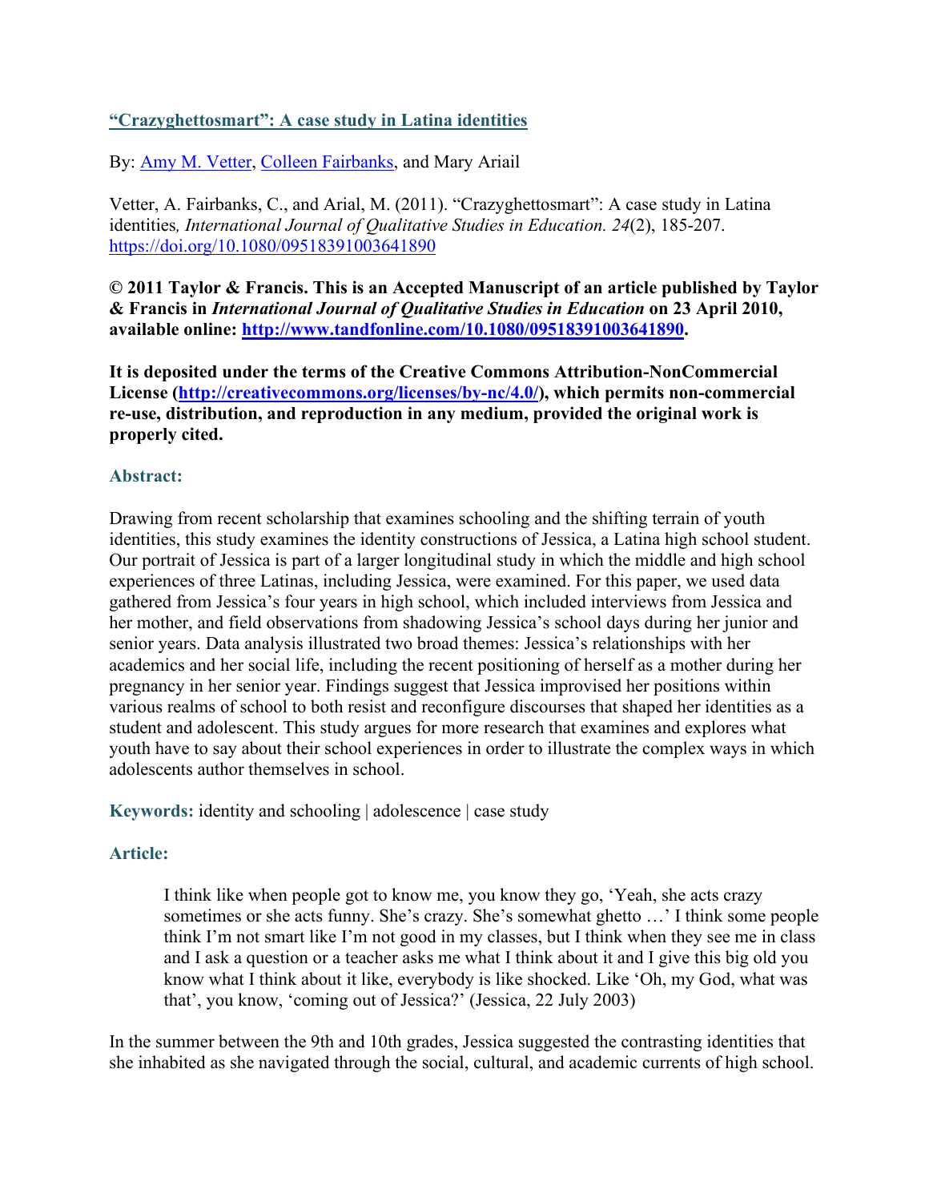# "Crazyghettosmart": A case study in Latina identities

By: Amy M. Vetter, Colleen Fairbanks, and Mary Ariail

Vetter, A. Fairbanks, C., and Arial, M. (2011). "Crazyghettosmart": A case study in Latina identities, *International Journal of Qualitative Studies in Education. 24*(2), 185-207. https://doi.org/10.1080/09518391003641890

**© 2011 Taylor & Francis. This is an Accepted Manuscript of an article published by Taylor & Francis in *International Journal of Qualitative Studies in Education* on 23 April 2010, available online: http://www.tandfonline.com/10.1080/09518391003641890.**

**It is deposited under the terms of the Creative Commons Attribution-NonCommercial License (http://creativecommons.org/licenses/by-nc/4.0/), which permits non-commercial re-use, distribution, and reproduction in any medium, provided the original work is properly cited.**

### Abstract:

Drawing from recent scholarship that examines schooling and the shifting terrain of youth identities, this study examines the identity constructions of Jessica, a Latina high school student. Our portrait of Jessica is part of a larger longitudinal study in which the middle and high school experiences of three Latinas, including Jessica, were examined. For this paper, we used data gathered from Jessica's four years in high school, which included interviews from Jessica and her mother, and field observations from shadowing Jessica's school days during her junior and senior years. Data analysis illustrated two broad themes: Jessica's relationships with her academics and her social life, including the recent positioning of herself as a mother during her pregnancy in her senior year. Findings suggest that Jessica improvised her positions within various realms of school to both resist and reconfigure discourses that shaped her identities as a student and adolescent. This study argues for more research that examines and explores what youth have to say about their school experiences in order to illustrate the complex ways in which adolescents author themselves in school.

**Keywords:** identity and schooling | adolescence | case study

### Article:

> I think like when people got to know me, you know they go, 'Yeah, she acts crazy sometimes or she acts funny. She's crazy. She's somewhat ghetto …' I think some people think I'm not smart like I'm not good in my classes, but I think when they see me in class and I ask a question or a teacher asks me what I think about it and I give this big old you know what I think about it like, everybody is like shocked. Like 'Oh, my God, what was that', you know, 'coming out of Jessica?' (Jessica, 22 July 2003)

In the summer between the 9th and 10th grades, Jessica suggested the contrasting identities that she inhabited as she navigated through the social, cultural, and academic currents of high school.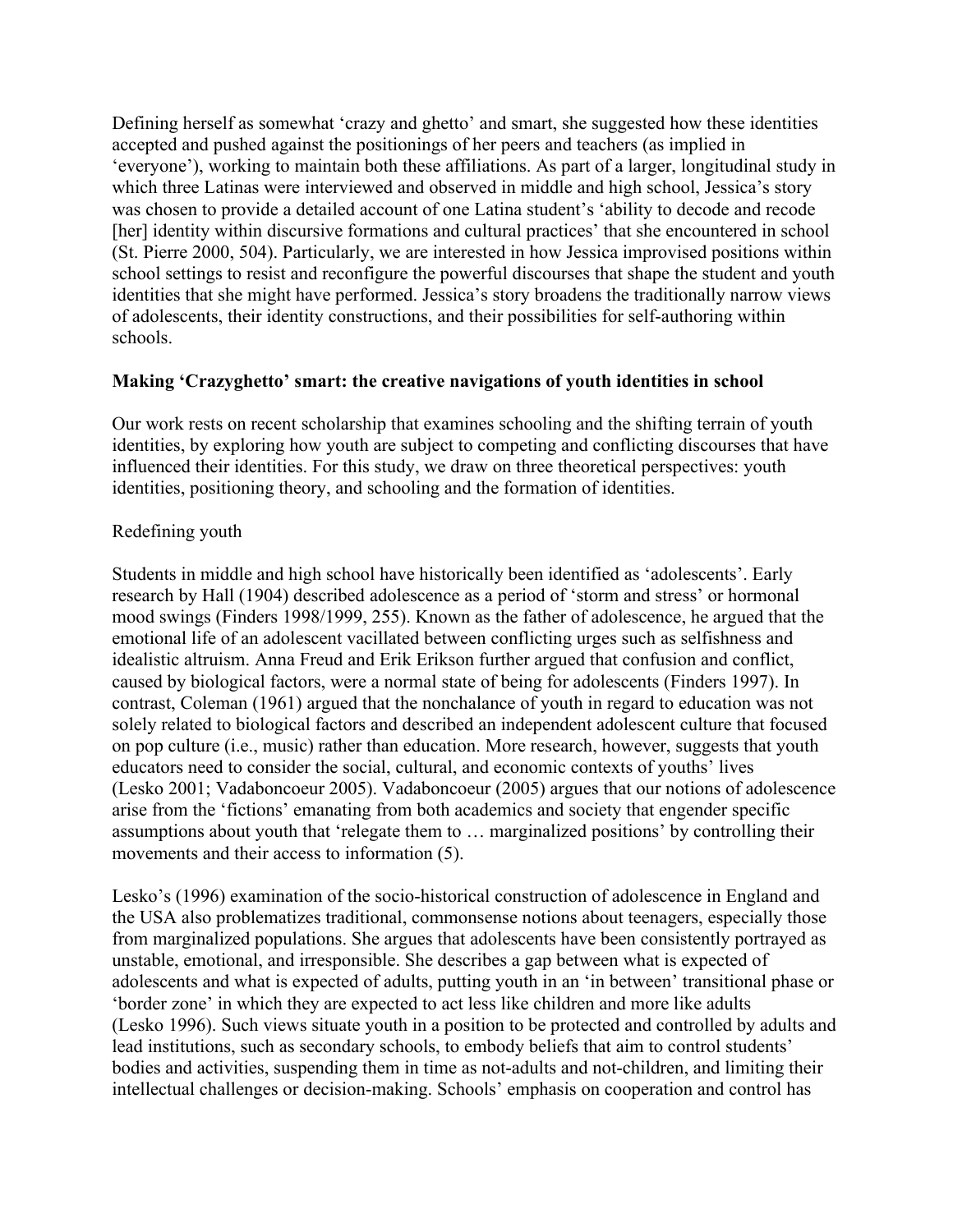Defining herself as somewhat 'crazy and ghetto' and smart, she suggested how these identities accepted and pushed against the positionings of her peers and teachers (as implied in 'everyone'), working to maintain both these affiliations. As part of a larger, longitudinal study in which three Latinas were interviewed and observed in middle and high school, Jessica's story was chosen to provide a detailed account of one Latina student's 'ability to decode and recode [her] identity within discursive formations and cultural practices' that she encountered in school (St. Pierre 2000, 504). Particularly, we are interested in how Jessica improvised positions within school settings to resist and reconfigure the powerful discourses that shape the student and youth identities that she might have performed. Jessica's story broadens the traditionally narrow views of adolescents, their identity constructions, and their possibilities for self-authoring within schools.

## Making 'Crazyghetto' smart: the creative navigations of youth identities in school

Our work rests on recent scholarship that examines schooling and the shifting terrain of youth identities, by exploring how youth are subject to competing and conflicting discourses that have influenced their identities. For this study, we draw on three theoretical perspectives: youth identities, positioning theory, and schooling and the formation of identities.

### Redefining youth

Students in middle and high school have historically been identified as 'adolescents'. Early research by Hall (1904) described adolescence as a period of 'storm and stress' or hormonal mood swings (Finders 1998/1999, 255). Known as the father of adolescence, he argued that the emotional life of an adolescent vacillated between conflicting urges such as selfishness and idealistic altruism. Anna Freud and Erik Erikson further argued that confusion and conflict, caused by biological factors, were a normal state of being for adolescents (Finders 1997). In contrast, Coleman (1961) argued that the nonchalance of youth in regard to education was not solely related to biological factors and described an independent adolescent culture that focused on pop culture (i.e., music) rather than education. More research, however, suggests that youth educators need to consider the social, cultural, and economic contexts of youths' lives (Lesko 2001; Vadaboncoeur 2005). Vadaboncoeur (2005) argues that our notions of adolescence arise from the 'fictions' emanating from both academics and society that engender specific assumptions about youth that 'relegate them to … marginalized positions' by controlling their movements and their access to information (5).

Lesko's (1996) examination of the socio-historical construction of adolescence in England and the USA also problematizes traditional, commonsense notions about teenagers, especially those from marginalized populations. She argues that adolescents have been consistently portrayed as unstable, emotional, and irresponsible. She describes a gap between what is expected of adolescents and what is expected of adults, putting youth in an 'in between' transitional phase or 'border zone' in which they are expected to act less like children and more like adults (Lesko 1996). Such views situate youth in a position to be protected and controlled by adults and lead institutions, such as secondary schools, to embody beliefs that aim to control students' bodies and activities, suspending them in time as not-adults and not-children, and limiting their intellectual challenges or decision-making. Schools' emphasis on cooperation and control has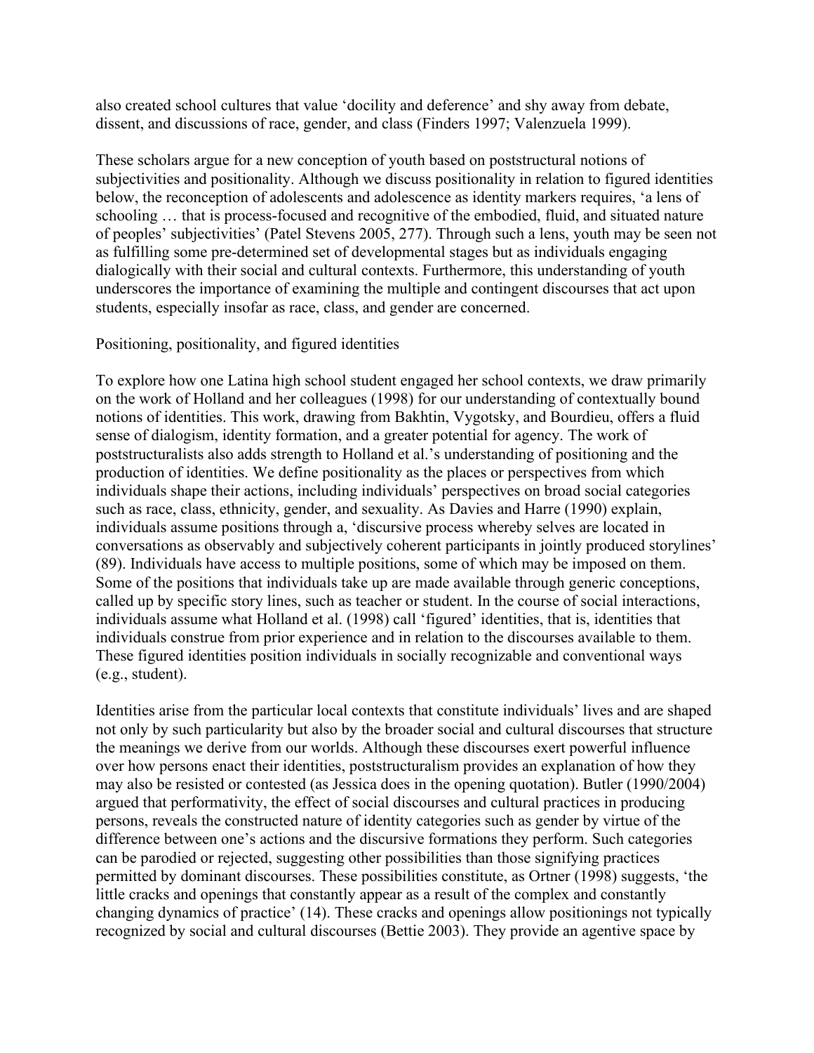also created school cultures that value 'docility and deference' and shy away from debate, dissent, and discussions of race, gender, and class (Finders 1997; Valenzuela 1999).

These scholars argue for a new conception of youth based on poststructural notions of subjectivities and positionality. Although we discuss positionality in relation to figured identities below, the reconception of adolescents and adolescence as identity markers requires, 'a lens of schooling … that is process-focused and recognitive of the embodied, fluid, and situated nature of peoples' subjectivities' (Patel Stevens 2005, 277). Through such a lens, youth may be seen not as fulfilling some pre-determined set of developmental stages but as individuals engaging dialogically with their social and cultural contexts. Furthermore, this understanding of youth underscores the importance of examining the multiple and contingent discourses that act upon students, especially insofar as race, class, and gender are concerned.

## Positioning, positionality, and figured identities

To explore how one Latina high school student engaged her school contexts, we draw primarily on the work of Holland and her colleagues (1998) for our understanding of contextually bound notions of identities. This work, drawing from Bakhtin, Vygotsky, and Bourdieu, offers a fluid sense of dialogism, identity formation, and a greater potential for agency. The work of poststructuralists also adds strength to Holland et al.'s understanding of positioning and the production of identities. We define positionality as the places or perspectives from which individuals shape their actions, including individuals' perspectives on broad social categories such as race, class, ethnicity, gender, and sexuality. As Davies and Harre (1990) explain, individuals assume positions through a, 'discursive process whereby selves are located in conversations as observably and subjectively coherent participants in jointly produced storylines' (89). Individuals have access to multiple positions, some of which may be imposed on them. Some of the positions that individuals take up are made available through generic conceptions, called up by specific story lines, such as teacher or student. In the course of social interactions, individuals assume what Holland et al. (1998) call 'figured' identities, that is, identities that individuals construe from prior experience and in relation to the discourses available to them. These figured identities position individuals in socially recognizable and conventional ways (e.g., student).

Identities arise from the particular local contexts that constitute individuals' lives and are shaped not only by such particularity but also by the broader social and cultural discourses that structure the meanings we derive from our worlds. Although these discourses exert powerful influence over how persons enact their identities, poststructuralism provides an explanation of how they may also be resisted or contested (as Jessica does in the opening quotation). Butler (1990/2004) argued that performativity, the effect of social discourses and cultural practices in producing persons, reveals the constructed nature of identity categories such as gender by virtue of the difference between one's actions and the discursive formations they perform. Such categories can be parodied or rejected, suggesting other possibilities than those signifying practices permitted by dominant discourses. These possibilities constitute, as Ortner (1998) suggests, 'the little cracks and openings that constantly appear as a result of the complex and constantly changing dynamics of practice' (14). These cracks and openings allow positionings not typically recognized by social and cultural discourses (Bettie 2003). They provide an agentive space by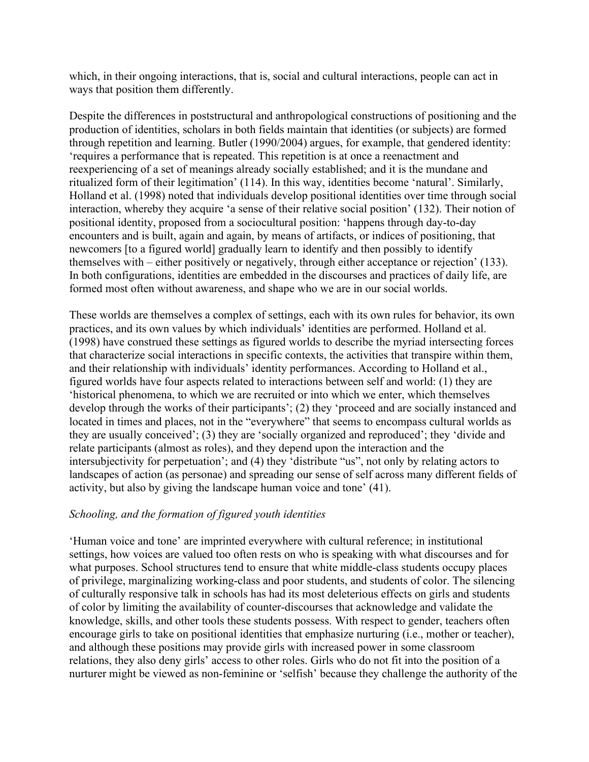which, in their ongoing interactions, that is, social and cultural interactions, people can act in ways that position them differently.

Despite the differences in poststructural and anthropological constructions of positioning and the production of identities, scholars in both fields maintain that identities (or subjects) are formed through repetition and learning. Butler (1990/2004) argues, for example, that gendered identity: 'requires a performance that is repeated. This repetition is at once a reenactment and reexperiencing of a set of meanings already socially established; and it is the mundane and ritualized form of their legitimation' (114). In this way, identities become 'natural'. Similarly, Holland et al. (1998) noted that individuals develop positional identities over time through social interaction, whereby they acquire 'a sense of their relative social position' (132). Their notion of positional identity, proposed from a sociocultural position: 'happens through day-to-day encounters and is built, again and again, by means of artifacts, or indices of positioning, that newcomers [to a figured world] gradually learn to identify and then possibly to identify themselves with – either positively or negatively, through either acceptance or rejection' (133). In both configurations, identities are embedded in the discourses and practices of daily life, are formed most often without awareness, and shape who we are in our social worlds.

These worlds are themselves a complex of settings, each with its own rules for behavior, its own practices, and its own values by which individuals' identities are performed. Holland et al. (1998) have construed these settings as figured worlds to describe the myriad intersecting forces that characterize social interactions in specific contexts, the activities that transpire within them, and their relationship with individuals' identity performances. According to Holland et al., figured worlds have four aspects related to interactions between self and world: (1) they are 'historical phenomena, to which we are recruited or into which we enter, which themselves develop through the works of their participants'; (2) they 'proceed and are socially instanced and located in times and places, not in the "everywhere" that seems to encompass cultural worlds as they are usually conceived'; (3) they are 'socially organized and reproduced'; they 'divide and relate participants (almost as roles), and they depend upon the interaction and the intersubjectivity for perpetuation'; and (4) they 'distribute "us", not only by relating actors to landscapes of action (as personae) and spreading our sense of self across many different fields of activity, but also by giving the landscape human voice and tone' (41).

*Schooling, and the formation of figured youth identities*

'Human voice and tone' are imprinted everywhere with cultural reference; in institutional settings, how voices are valued too often rests on who is speaking with what discourses and for what purposes. School structures tend to ensure that white middle-class students occupy places of privilege, marginalizing working-class and poor students, and students of color. The silencing of culturally responsive talk in schools has had its most deleterious effects on girls and students of color by limiting the availability of counter-discourses that acknowledge and validate the knowledge, skills, and other tools these students possess. With respect to gender, teachers often encourage girls to take on positional identities that emphasize nurturing (i.e., mother or teacher), and although these positions may provide girls with increased power in some classroom relations, they also deny girls' access to other roles. Girls who do not fit into the position of a nurturer might be viewed as non-feminine or 'selfish' because they challenge the authority of the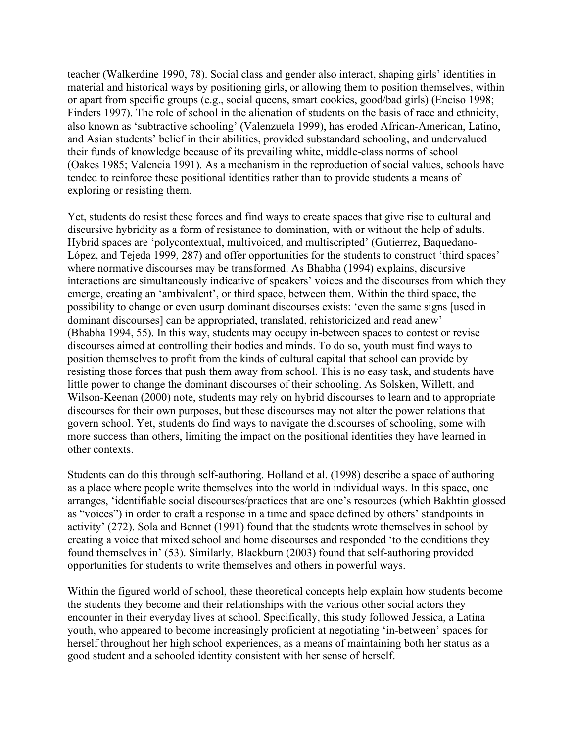teacher (Walkerdine 1990, 78). Social class and gender also interact, shaping girls' identities in material and historical ways by positioning girls, or allowing them to position themselves, within or apart from specific groups (e.g., social queens, smart cookies, good/bad girls) (Enciso 1998; Finders 1997). The role of school in the alienation of students on the basis of race and ethnicity, also known as 'subtractive schooling' (Valenzuela 1999), has eroded African-American, Latino, and Asian students' belief in their abilities, provided substandard schooling, and undervalued their funds of knowledge because of its prevailing white, middle-class norms of school (Oakes 1985; Valencia 1991). As a mechanism in the reproduction of social values, schools have tended to reinforce these positional identities rather than to provide students a means of exploring or resisting them.

Yet, students do resist these forces and find ways to create spaces that give rise to cultural and discursive hybridity as a form of resistance to domination, with or without the help of adults. Hybrid spaces are 'polycontextual, multivoiced, and multiscripted' (Gutierrez, Baquedano-López, and Tejeda 1999, 287) and offer opportunities for the students to construct 'third spaces' where normative discourses may be transformed. As Bhabha (1994) explains, discursive interactions are simultaneously indicative of speakers' voices and the discourses from which they emerge, creating an 'ambivalent', or third space, between them. Within the third space, the possibility to change or even usurp dominant discourses exists: 'even the same signs [used in dominant discourses] can be appropriated, translated, rehistoricized and read anew' (Bhabha 1994, 55). In this way, students may occupy in-between spaces to contest or revise discourses aimed at controlling their bodies and minds. To do so, youth must find ways to position themselves to profit from the kinds of cultural capital that school can provide by resisting those forces that push them away from school. This is no easy task, and students have little power to change the dominant discourses of their schooling. As Solsken, Willett, and Wilson-Keenan (2000) note, students may rely on hybrid discourses to learn and to appropriate discourses for their own purposes, but these discourses may not alter the power relations that govern school. Yet, students do find ways to navigate the discourses of schooling, some with more success than others, limiting the impact on the positional identities they have learned in other contexts.

Students can do this through self-authoring. Holland et al. (1998) describe a space of authoring as a place where people write themselves into the world in individual ways. In this space, one arranges, 'identifiable social discourses/practices that are one's resources (which Bakhtin glossed as "voices") in order to craft a response in a time and space defined by others' standpoints in activity' (272). Sola and Bennet (1991) found that the students wrote themselves in school by creating a voice that mixed school and home discourses and responded 'to the conditions they found themselves in' (53). Similarly, Blackburn (2003) found that self-authoring provided opportunities for students to write themselves and others in powerful ways.

Within the figured world of school, these theoretical concepts help explain how students become the students they become and their relationships with the various other social actors they encounter in their everyday lives at school. Specifically, this study followed Jessica, a Latina youth, who appeared to become increasingly proficient at negotiating 'in-between' spaces for herself throughout her high school experiences, as a means of maintaining both her status as a good student and a schooled identity consistent with her sense of herself.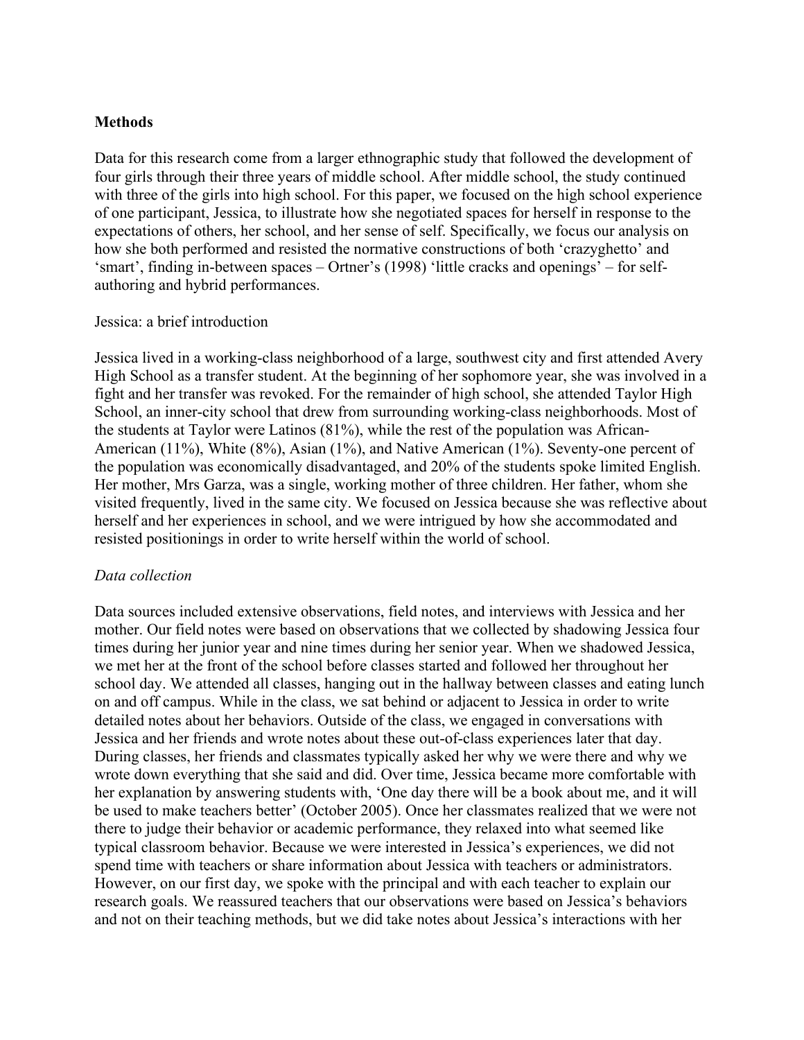## Methods

Data for this research come from a larger ethnographic study that followed the development of four girls through their three years of middle school. After middle school, the study continued with three of the girls into high school. For this paper, we focused on the high school experience of one participant, Jessica, to illustrate how she negotiated spaces for herself in response to the expectations of others, her school, and her sense of self. Specifically, we focus our analysis on how she both performed and resisted the normative constructions of both 'crazyghetto' and 'smart', finding in-between spaces – Ortner's (1998) 'little cracks and openings' – for self-authoring and hybrid performances.

### Jessica: a brief introduction

Jessica lived in a working-class neighborhood of a large, southwest city and first attended Avery High School as a transfer student. At the beginning of her sophomore year, she was involved in a fight and her transfer was revoked. For the remainder of high school, she attended Taylor High School, an inner-city school that drew from surrounding working-class neighborhoods. Most of the students at Taylor were Latinos (81%), while the rest of the population was African-American (11%), White (8%), Asian (1%), and Native American (1%). Seventy-one percent of the population was economically disadvantaged, and 20% of the students spoke limited English. Her mother, Mrs Garza, was a single, working mother of three children. Her father, whom she visited frequently, lived in the same city. We focused on Jessica because she was reflective about herself and her experiences in school, and we were intrigued by how she accommodated and resisted positionings in order to write herself within the world of school.

### *Data collection*

Data sources included extensive observations, field notes, and interviews with Jessica and her mother. Our field notes were based on observations that we collected by shadowing Jessica four times during her junior year and nine times during her senior year. When we shadowed Jessica, we met her at the front of the school before classes started and followed her throughout her school day. We attended all classes, hanging out in the hallway between classes and eating lunch on and off campus. While in the class, we sat behind or adjacent to Jessica in order to write detailed notes about her behaviors. Outside of the class, we engaged in conversations with Jessica and her friends and wrote notes about these out-of-class experiences later that day. During classes, her friends and classmates typically asked her why we were there and why we wrote down everything that she said and did. Over time, Jessica became more comfortable with her explanation by answering students with, 'One day there will be a book about me, and it will be used to make teachers better' (October 2005). Once her classmates realized that we were not there to judge their behavior or academic performance, they relaxed into what seemed like typical classroom behavior. Because we were interested in Jessica's experiences, we did not spend time with teachers or share information about Jessica with teachers or administrators. However, on our first day, we spoke with the principal and with each teacher to explain our research goals. We reassured teachers that our observations were based on Jessica's behaviors and not on their teaching methods, but we did take notes about Jessica's interactions with her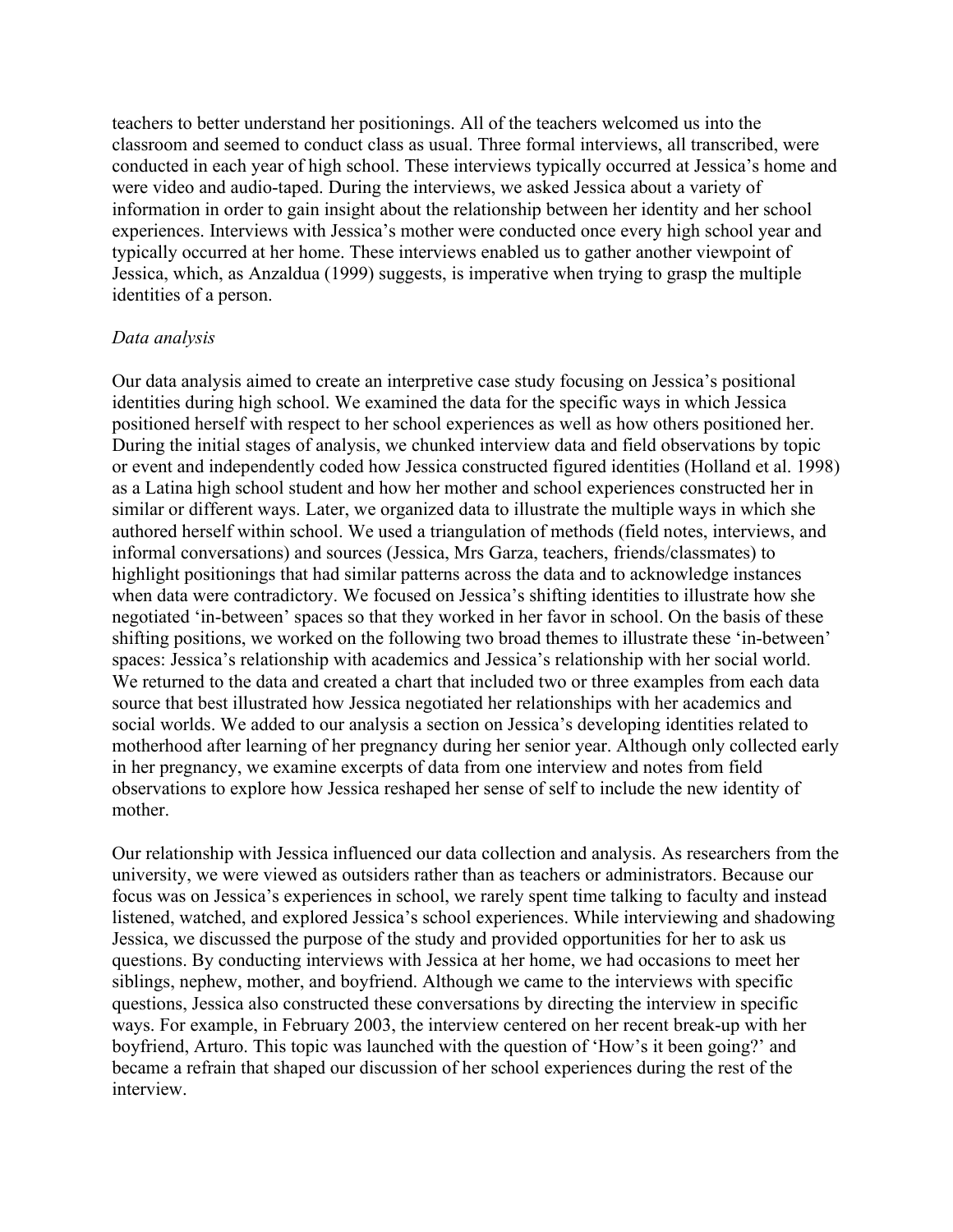teachers to better understand her positionings. All of the teachers welcomed us into the classroom and seemed to conduct class as usual. Three formal interviews, all transcribed, were conducted in each year of high school. These interviews typically occurred at Jessica's home and were video and audio-taped. During the interviews, we asked Jessica about a variety of information in order to gain insight about the relationship between her identity and her school experiences. Interviews with Jessica's mother were conducted once every high school year and typically occurred at her home. These interviews enabled us to gather another viewpoint of Jessica, which, as Anzaldua (1999) suggests, is imperative when trying to grasp the multiple identities of a person.

*Data analysis*

Our data analysis aimed to create an interpretive case study focusing on Jessica's positional identities during high school. We examined the data for the specific ways in which Jessica positioned herself with respect to her school experiences as well as how others positioned her. During the initial stages of analysis, we chunked interview data and field observations by topic or event and independently coded how Jessica constructed figured identities (Holland et al. 1998) as a Latina high school student and how her mother and school experiences constructed her in similar or different ways. Later, we organized data to illustrate the multiple ways in which she authored herself within school. We used a triangulation of methods (field notes, interviews, and informal conversations) and sources (Jessica, Mrs Garza, teachers, friends/classmates) to highlight positionings that had similar patterns across the data and to acknowledge instances when data were contradictory. We focused on Jessica's shifting identities to illustrate how she negotiated 'in-between' spaces so that they worked in her favor in school. On the basis of these shifting positions, we worked on the following two broad themes to illustrate these 'in-between' spaces: Jessica's relationship with academics and Jessica's relationship with her social world. We returned to the data and created a chart that included two or three examples from each data source that best illustrated how Jessica negotiated her relationships with her academics and social worlds. We added to our analysis a section on Jessica's developing identities related to motherhood after learning of her pregnancy during her senior year. Although only collected early in her pregnancy, we examine excerpts of data from one interview and notes from field observations to explore how Jessica reshaped her sense of self to include the new identity of mother.

Our relationship with Jessica influenced our data collection and analysis. As researchers from the university, we were viewed as outsiders rather than as teachers or administrators. Because our focus was on Jessica's experiences in school, we rarely spent time talking to faculty and instead listened, watched, and explored Jessica's school experiences. While interviewing and shadowing Jessica, we discussed the purpose of the study and provided opportunities for her to ask us questions. By conducting interviews with Jessica at her home, we had occasions to meet her siblings, nephew, mother, and boyfriend. Although we came to the interviews with specific questions, Jessica also constructed these conversations by directing the interview in specific ways. For example, in February 2003, the interview centered on her recent break-up with her boyfriend, Arturo. This topic was launched with the question of 'How's it been going?' and became a refrain that shaped our discussion of her school experiences during the rest of the interview.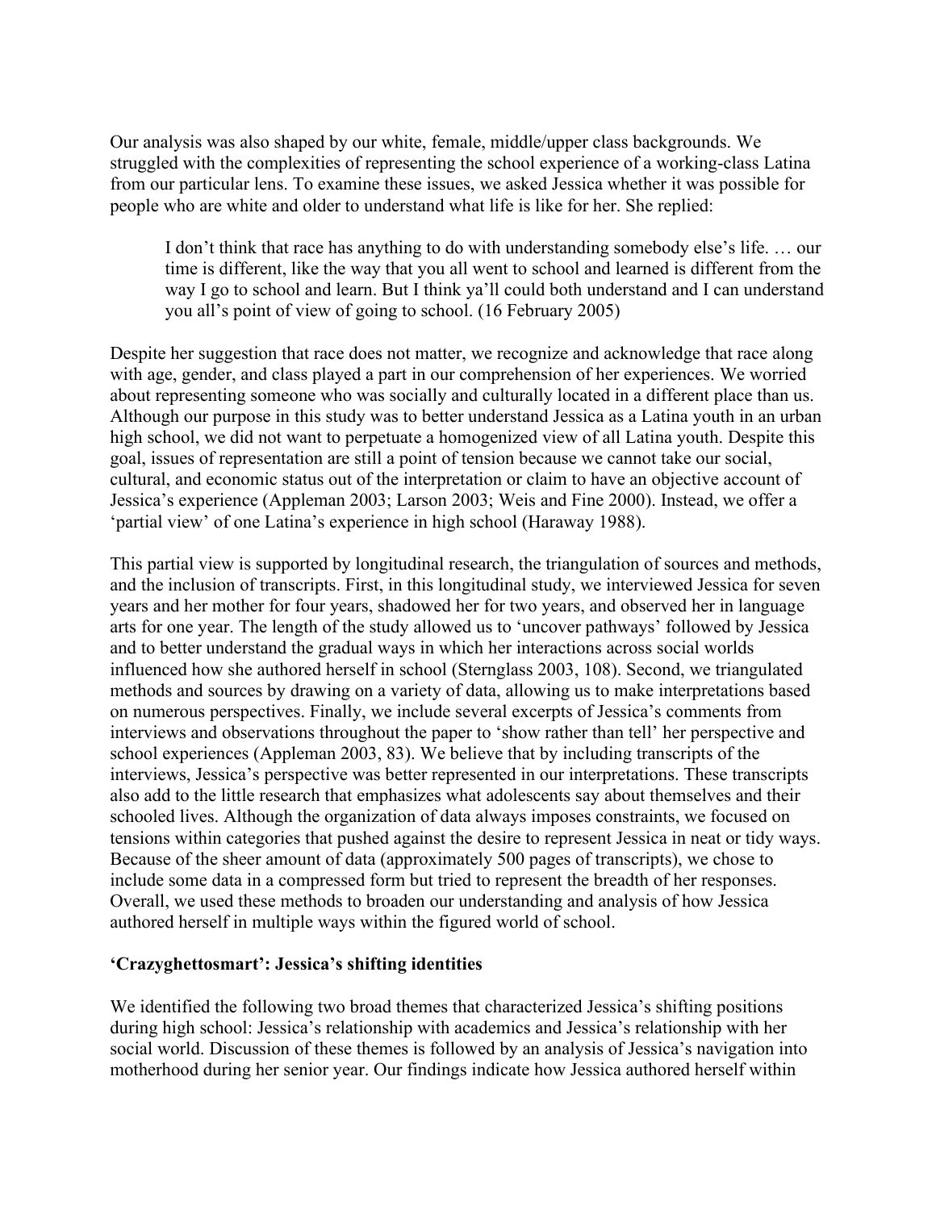Our analysis was also shaped by our white, female, middle/upper class backgrounds. We struggled with the complexities of representing the school experience of a working-class Latina from our particular lens. To examine these issues, we asked Jessica whether it was possible for people who are white and older to understand what life is like for her. She replied:

> I don't think that race has anything to do with understanding somebody else's life. … our time is different, like the way that you all went to school and learned is different from the way I go to school and learn. But I think ya'll could both understand and I can understand you all's point of view of going to school. (16 February 2005)

Despite her suggestion that race does not matter, we recognize and acknowledge that race along with age, gender, and class played a part in our comprehension of her experiences. We worried about representing someone who was socially and culturally located in a different place than us. Although our purpose in this study was to better understand Jessica as a Latina youth in an urban high school, we did not want to perpetuate a homogenized view of all Latina youth. Despite this goal, issues of representation are still a point of tension because we cannot take our social, cultural, and economic status out of the interpretation or claim to have an objective account of Jessica's experience (Appleman 2003; Larson 2003; Weis and Fine 2000). Instead, we offer a 'partial view' of one Latina's experience in high school (Haraway 1988).

This partial view is supported by longitudinal research, the triangulation of sources and methods, and the inclusion of transcripts. First, in this longitudinal study, we interviewed Jessica for seven years and her mother for four years, shadowed her for two years, and observed her in language arts for one year. The length of the study allowed us to 'uncover pathways' followed by Jessica and to better understand the gradual ways in which her interactions across social worlds influenced how she authored herself in school (Sternglass 2003, 108). Second, we triangulated methods and sources by drawing on a variety of data, allowing us to make interpretations based on numerous perspectives. Finally, we include several excerpts of Jessica's comments from interviews and observations throughout the paper to 'show rather than tell' her perspective and school experiences (Appleman 2003, 83). We believe that by including transcripts of the interviews, Jessica's perspective was better represented in our interpretations. These transcripts also add to the little research that emphasizes what adolescents say about themselves and their schooled lives. Although the organization of data always imposes constraints, we focused on tensions within categories that pushed against the desire to represent Jessica in neat or tidy ways. Because of the sheer amount of data (approximately 500 pages of transcripts), we chose to include some data in a compressed form but tried to represent the breadth of her responses. Overall, we used these methods to broaden our understanding and analysis of how Jessica authored herself in multiple ways within the figured world of school.

## 'Crazyghettosmart': Jessica's shifting identities

We identified the following two broad themes that characterized Jessica's shifting positions during high school: Jessica's relationship with academics and Jessica's relationship with her social world. Discussion of these themes is followed by an analysis of Jessica's navigation into motherhood during her senior year. Our findings indicate how Jessica authored herself within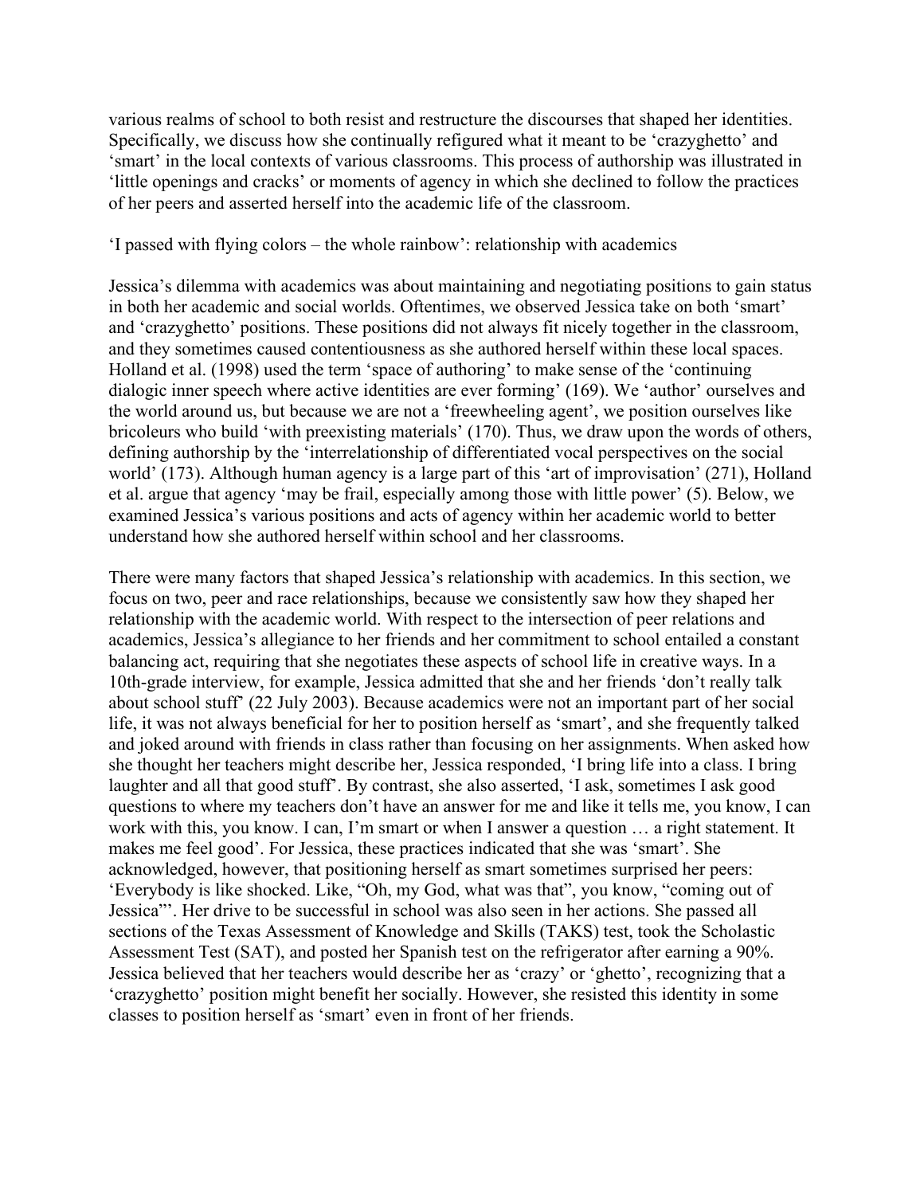various realms of school to both resist and restructure the discourses that shaped her identities. Specifically, we discuss how she continually refigured what it meant to be 'crazyghetto' and 'smart' in the local contexts of various classrooms. This process of authorship was illustrated in 'little openings and cracks' or moments of agency in which she declined to follow the practices of her peers and asserted herself into the academic life of the classroom.

## 'I passed with flying colors – the whole rainbow': relationship with academics

Jessica's dilemma with academics was about maintaining and negotiating positions to gain status in both her academic and social worlds. Oftentimes, we observed Jessica take on both 'smart' and 'crazyghetto' positions. These positions did not always fit nicely together in the classroom, and they sometimes caused contentiousness as she authored herself within these local spaces. Holland et al. (1998) used the term 'space of authoring' to make sense of the 'continuing dialogic inner speech where active identities are ever forming' (169). We 'author' ourselves and the world around us, but because we are not a 'freewheeling agent', we position ourselves like bricoleurs who build 'with preexisting materials' (170). Thus, we draw upon the words of others, defining authorship by the 'interrelationship of differentiated vocal perspectives on the social world' (173). Although human agency is a large part of this 'art of improvisation' (271), Holland et al. argue that agency 'may be frail, especially among those with little power' (5). Below, we examined Jessica's various positions and acts of agency within her academic world to better understand how she authored herself within school and her classrooms.

There were many factors that shaped Jessica's relationship with academics. In this section, we focus on two, peer and race relationships, because we consistently saw how they shaped her relationship with the academic world. With respect to the intersection of peer relations and academics, Jessica's allegiance to her friends and her commitment to school entailed a constant balancing act, requiring that she negotiates these aspects of school life in creative ways. In a 10th-grade interview, for example, Jessica admitted that she and her friends 'don't really talk about school stuff' (22 July 2003). Because academics were not an important part of her social life, it was not always beneficial for her to position herself as 'smart', and she frequently talked and joked around with friends in class rather than focusing on her assignments. When asked how she thought her teachers might describe her, Jessica responded, 'I bring life into a class. I bring laughter and all that good stuff'. By contrast, she also asserted, 'I ask, sometimes I ask good questions to where my teachers don't have an answer for me and like it tells me, you know, I can work with this, you know. I can, I'm smart or when I answer a question … a right statement. It makes me feel good'. For Jessica, these practices indicated that she was 'smart'. She acknowledged, however, that positioning herself as smart sometimes surprised her peers: 'Everybody is like shocked. Like, "Oh, my God, what was that", you know, "coming out of Jessica"'. Her drive to be successful in school was also seen in her actions. She passed all sections of the Texas Assessment of Knowledge and Skills (TAKS) test, took the Scholastic Assessment Test (SAT), and posted her Spanish test on the refrigerator after earning a 90%. Jessica believed that her teachers would describe her as 'crazy' or 'ghetto', recognizing that a 'crazyghetto' position might benefit her socially. However, she resisted this identity in some classes to position herself as 'smart' even in front of her friends.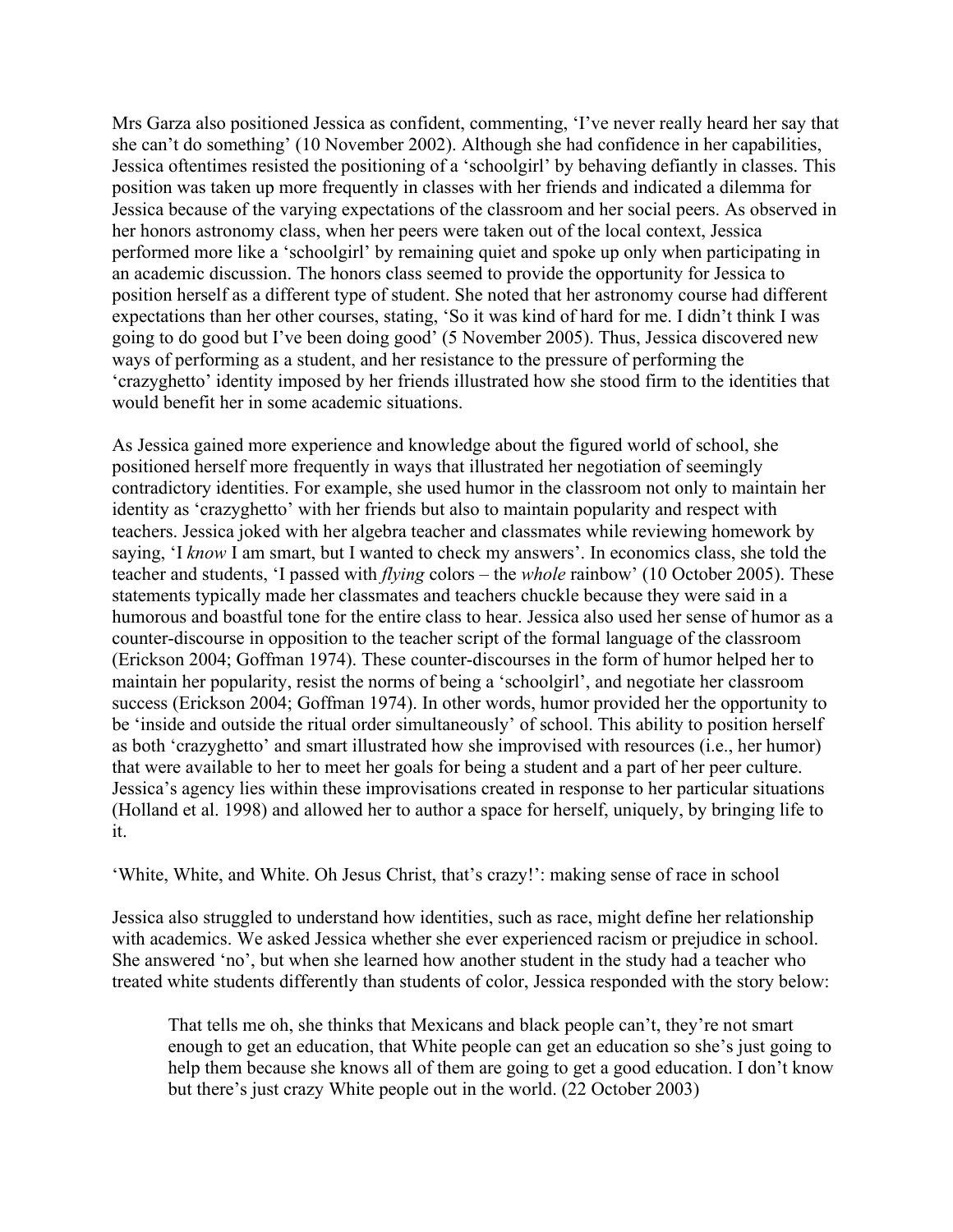Mrs Garza also positioned Jessica as confident, commenting, 'I've never really heard her say that she can't do something' (10 November 2002). Although she had confidence in her capabilities, Jessica oftentimes resisted the positioning of a 'schoolgirl' by behaving defiantly in classes. This position was taken up more frequently in classes with her friends and indicated a dilemma for Jessica because of the varying expectations of the classroom and her social peers. As observed in her honors astronomy class, when her peers were taken out of the local context, Jessica performed more like a 'schoolgirl' by remaining quiet and spoke up only when participating in an academic discussion. The honors class seemed to provide the opportunity for Jessica to position herself as a different type of student. She noted that her astronomy course had different expectations than her other courses, stating, 'So it was kind of hard for me. I didn't think I was going to do good but I've been doing good' (5 November 2005). Thus, Jessica discovered new ways of performing as a student, and her resistance to the pressure of performing the 'crazyghetto' identity imposed by her friends illustrated how she stood firm to the identities that would benefit her in some academic situations.

As Jessica gained more experience and knowledge about the figured world of school, she positioned herself more frequently in ways that illustrated her negotiation of seemingly contradictory identities. For example, she used humor in the classroom not only to maintain her identity as 'crazyghetto' with her friends but also to maintain popularity and respect with teachers. Jessica joked with her algebra teacher and classmates while reviewing homework by saying, 'I *know* I am smart, but I wanted to check my answers'. In economics class, she told the teacher and students, 'I passed with *flying* colors – the *whole* rainbow' (10 October 2005). These statements typically made her classmates and teachers chuckle because they were said in a humorous and boastful tone for the entire class to hear. Jessica also used her sense of humor as a counter-discourse in opposition to the teacher script of the formal language of the classroom (Erickson 2004; Goffman 1974). These counter-discourses in the form of humor helped her to maintain her popularity, resist the norms of being a 'schoolgirl', and negotiate her classroom success (Erickson 2004; Goffman 1974). In other words, humor provided her the opportunity to be 'inside and outside the ritual order simultaneously' of school. This ability to position herself as both 'crazyghetto' and smart illustrated how she improvised with resources (i.e., her humor) that were available to her to meet her goals for being a student and a part of her peer culture. Jessica's agency lies within these improvisations created in response to her particular situations (Holland et al. 1998) and allowed her to author a space for herself, uniquely, by bringing life to it.

## 'White, White, and White. Oh Jesus Christ, that's crazy!': making sense of race in school

Jessica also struggled to understand how identities, such as race, might define her relationship with academics. We asked Jessica whether she ever experienced racism or prejudice in school. She answered 'no', but when she learned how another student in the study had a teacher who treated white students differently than students of color, Jessica responded with the story below:

> That tells me oh, she thinks that Mexicans and black people can't, they're not smart enough to get an education, that White people can get an education so she's just going to help them because she knows all of them are going to get a good education. I don't know but there's just crazy White people out in the world. (22 October 2003)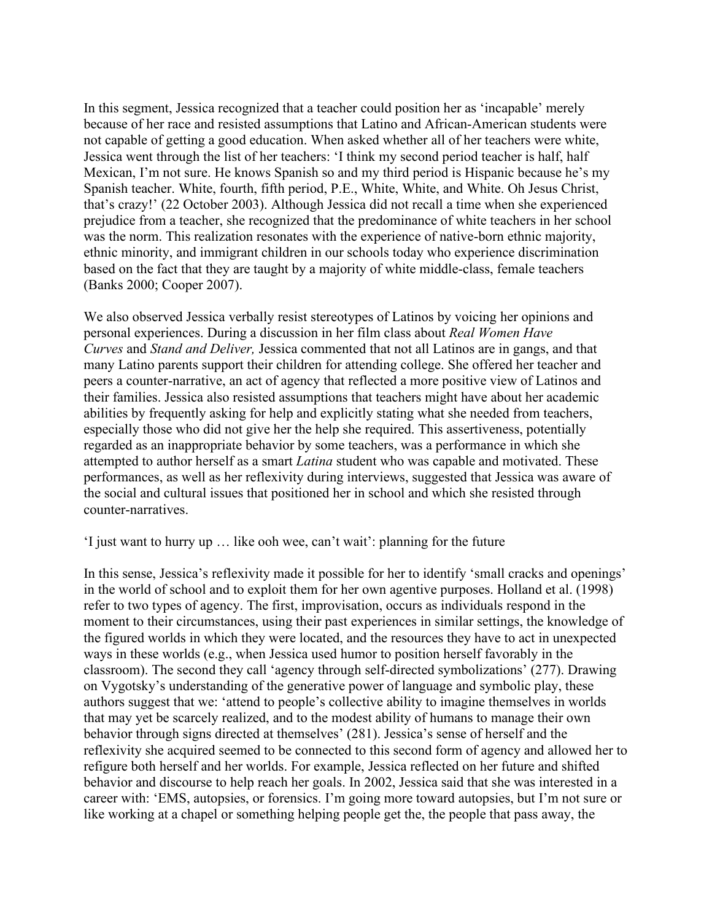In this segment, Jessica recognized that a teacher could position her as 'incapable' merely because of her race and resisted assumptions that Latino and African-American students were not capable of getting a good education. When asked whether all of her teachers were white, Jessica went through the list of her teachers: 'I think my second period teacher is half, half Mexican, I'm not sure. He knows Spanish so and my third period is Hispanic because he's my Spanish teacher. White, fourth, fifth period, P.E., White, White, and White. Oh Jesus Christ, that's crazy!' (22 October 2003). Although Jessica did not recall a time when she experienced prejudice from a teacher, she recognized that the predominance of white teachers in her school was the norm. This realization resonates with the experience of native-born ethnic majority, ethnic minority, and immigrant children in our schools today who experience discrimination based on the fact that they are taught by a majority of white middle-class, female teachers (Banks 2000; Cooper 2007).

We also observed Jessica verbally resist stereotypes of Latinos by voicing her opinions and personal experiences. During a discussion in her film class about *Real Women Have Curves* and *Stand and Deliver,* Jessica commented that not all Latinos are in gangs, and that many Latino parents support their children for attending college. She offered her teacher and peers a counter-narrative, an act of agency that reflected a more positive view of Latinos and their families. Jessica also resisted assumptions that teachers might have about her academic abilities by frequently asking for help and explicitly stating what she needed from teachers, especially those who did not give her the help she required. This assertiveness, potentially regarded as an inappropriate behavior by some teachers, was a performance in which she attempted to author herself as a smart *Latina* student who was capable and motivated. These performances, as well as her reflexivity during interviews, suggested that Jessica was aware of the social and cultural issues that positioned her in school and which she resisted through counter-narratives.

## 'I just want to hurry up … like ooh wee, can't wait': planning for the future

In this sense, Jessica's reflexivity made it possible for her to identify 'small cracks and openings' in the world of school and to exploit them for her own agentive purposes. Holland et al. (1998) refer to two types of agency. The first, improvisation, occurs as individuals respond in the moment to their circumstances, using their past experiences in similar settings, the knowledge of the figured worlds in which they were located, and the resources they have to act in unexpected ways in these worlds (e.g., when Jessica used humor to position herself favorably in the classroom). The second they call 'agency through self-directed symbolizations' (277). Drawing on Vygotsky's understanding of the generative power of language and symbolic play, these authors suggest that we: 'attend to people's collective ability to imagine themselves in worlds that may yet be scarcely realized, and to the modest ability of humans to manage their own behavior through signs directed at themselves' (281). Jessica's sense of herself and the reflexivity she acquired seemed to be connected to this second form of agency and allowed her to refigure both herself and her worlds. For example, Jessica reflected on her future and shifted behavior and discourse to help reach her goals. In 2002, Jessica said that she was interested in a career with: 'EMS, autopsies, or forensics. I'm going more toward autopsies, but I'm not sure or like working at a chapel or something helping people get the, the people that pass away, the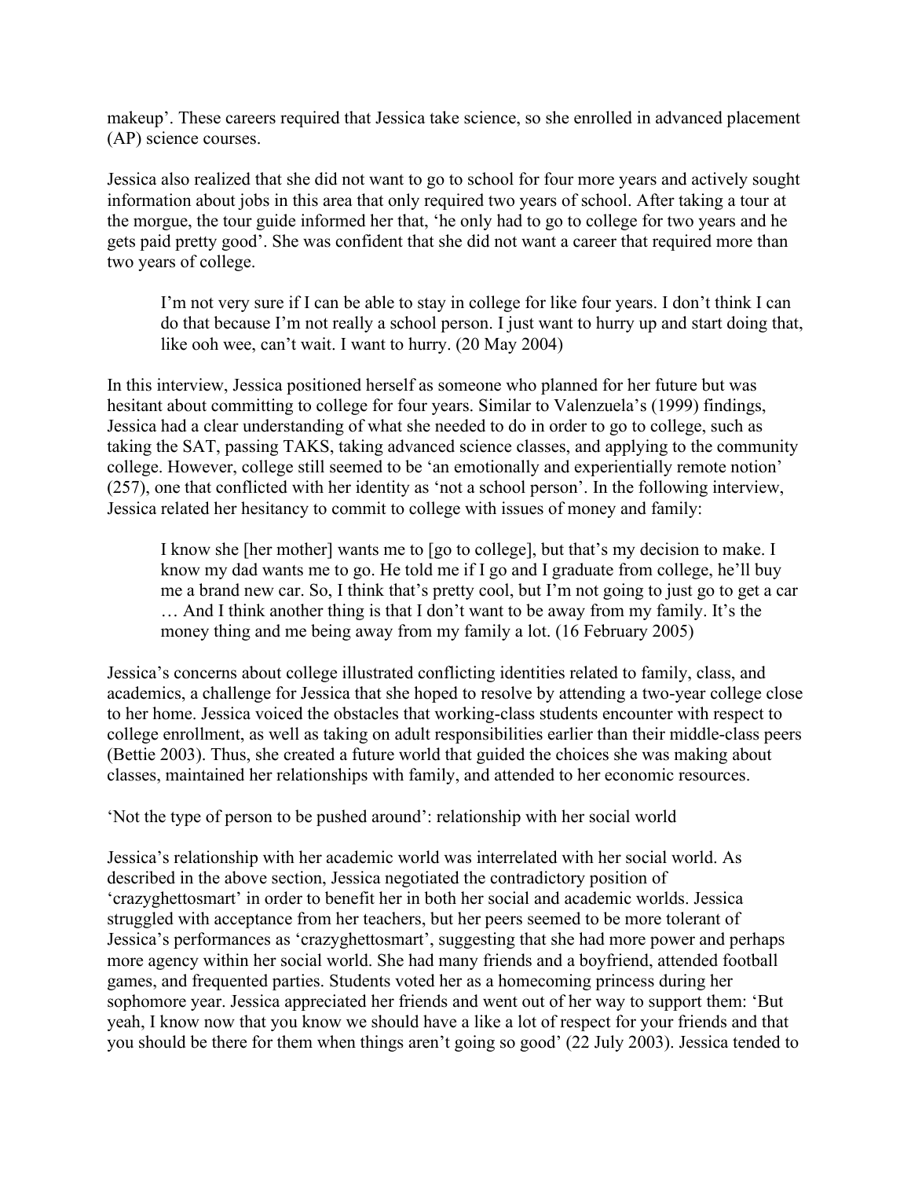makeup'. These careers required that Jessica take science, so she enrolled in advanced placement (AP) science courses.

Jessica also realized that she did not want to go to school for four more years and actively sought information about jobs in this area that only required two years of school. After taking a tour at the morgue, the tour guide informed her that, 'he only had to go to college for two years and he gets paid pretty good'. She was confident that she did not want a career that required more than two years of college.

> I'm not very sure if I can be able to stay in college for like four years. I don't think I can do that because I'm not really a school person. I just want to hurry up and start doing that, like ooh wee, can't wait. I want to hurry. (20 May 2004)

In this interview, Jessica positioned herself as someone who planned for her future but was hesitant about committing to college for four years. Similar to Valenzuela's (1999) findings, Jessica had a clear understanding of what she needed to do in order to go to college, such as taking the SAT, passing TAKS, taking advanced science classes, and applying to the community college. However, college still seemed to be 'an emotionally and experientially remote notion' (257), one that conflicted with her identity as 'not a school person'. In the following interview, Jessica related her hesitancy to commit to college with issues of money and family:

> I know she [her mother] wants me to [go to college], but that's my decision to make. I know my dad wants me to go. He told me if I go and I graduate from college, he'll buy me a brand new car. So, I think that's pretty cool, but I'm not going to just go to get a car … And I think another thing is that I don't want to be away from my family. It's the money thing and me being away from my family a lot. (16 February 2005)

Jessica's concerns about college illustrated conflicting identities related to family, class, and academics, a challenge for Jessica that she hoped to resolve by attending a two-year college close to her home. Jessica voiced the obstacles that working-class students encounter with respect to college enrollment, as well as taking on adult responsibilities earlier than their middle-class peers (Bettie 2003). Thus, she created a future world that guided the choices she was making about classes, maintained her relationships with family, and attended to her economic resources.

## 'Not the type of person to be pushed around': relationship with her social world

Jessica's relationship with her academic world was interrelated with her social world. As described in the above section, Jessica negotiated the contradictory position of 'crazyghettosmart' in order to benefit her in both her social and academic worlds. Jessica struggled with acceptance from her teachers, but her peers seemed to be more tolerant of Jessica's performances as 'crazyghettosmart', suggesting that she had more power and perhaps more agency within her social world. She had many friends and a boyfriend, attended football games, and frequented parties. Students voted her as a homecoming princess during her sophomore year. Jessica appreciated her friends and went out of her way to support them: 'But yeah, I know now that you know we should have a like a lot of respect for your friends and that you should be there for them when things aren't going so good' (22 July 2003). Jessica tended to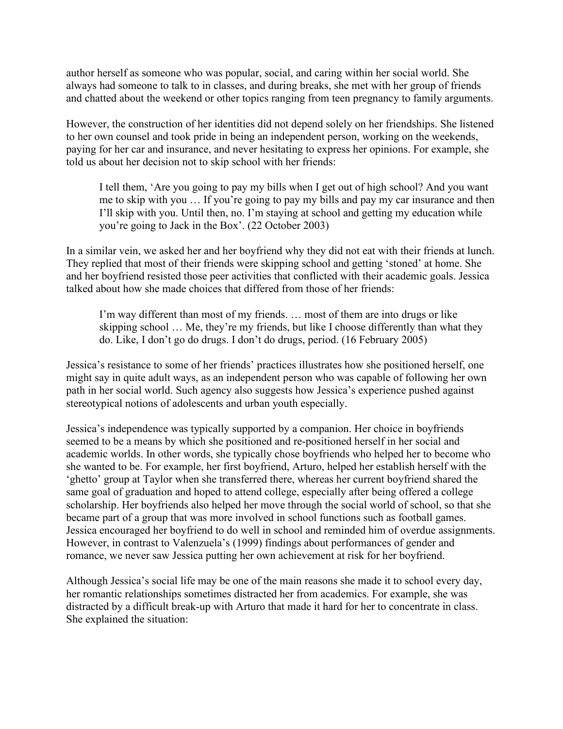author herself as someone who was popular, social, and caring within her social world. She always had someone to talk to in classes, and during breaks, she met with her group of friends and chatted about the weekend or other topics ranging from teen pregnancy to family arguments.

However, the construction of her identities did not depend solely on her friendships. She listened to her own counsel and took pride in being an independent person, working on the weekends, paying for her car and insurance, and never hesitating to express her opinions. For example, she told us about her decision not to skip school with her friends:

> I tell them, 'Are you going to pay my bills when I get out of high school? And you want me to skip with you … If you're going to pay my bills and pay my car insurance and then I'll skip with you. Until then, no. I'm staying at school and getting my education while you're going to Jack in the Box'. (22 October 2003)

In a similar vein, we asked her and her boyfriend why they did not eat with their friends at lunch. They replied that most of their friends were skipping school and getting 'stoned' at home. She and her boyfriend resisted those peer activities that conflicted with their academic goals. Jessica talked about how she made choices that differed from those of her friends:

> I'm way different than most of my friends. … most of them are into drugs or like skipping school … Me, they're my friends, but like I choose differently than what they do. Like, I don't go do drugs. I don't do drugs, period. (16 February 2005)

Jessica's resistance to some of her friends' practices illustrates how she positioned herself, one might say in quite adult ways, as an independent person who was capable of following her own path in her social world. Such agency also suggests how Jessica's experience pushed against stereotypical notions of adolescents and urban youth especially.

Jessica's independence was typically supported by a companion. Her choice in boyfriends seemed to be a means by which she positioned and re-positioned herself in her social and academic worlds. In other words, she typically chose boyfriends who helped her to become who she wanted to be. For example, her first boyfriend, Arturo, helped her establish herself with the 'ghetto' group at Taylor when she transferred there, whereas her current boyfriend shared the same goal of graduation and hoped to attend college, especially after being offered a college scholarship. Her boyfriends also helped her move through the social world of school, so that she became part of a group that was more involved in school functions such as football games. Jessica encouraged her boyfriend to do well in school and reminded him of overdue assignments. However, in contrast to Valenzuela's (1999) findings about performances of gender and romance, we never saw Jessica putting her own achievement at risk for her boyfriend.

Although Jessica's social life may be one of the main reasons she made it to school every day, her romantic relationships sometimes distracted her from academics. For example, she was distracted by a difficult break-up with Arturo that made it hard for her to concentrate in class. She explained the situation: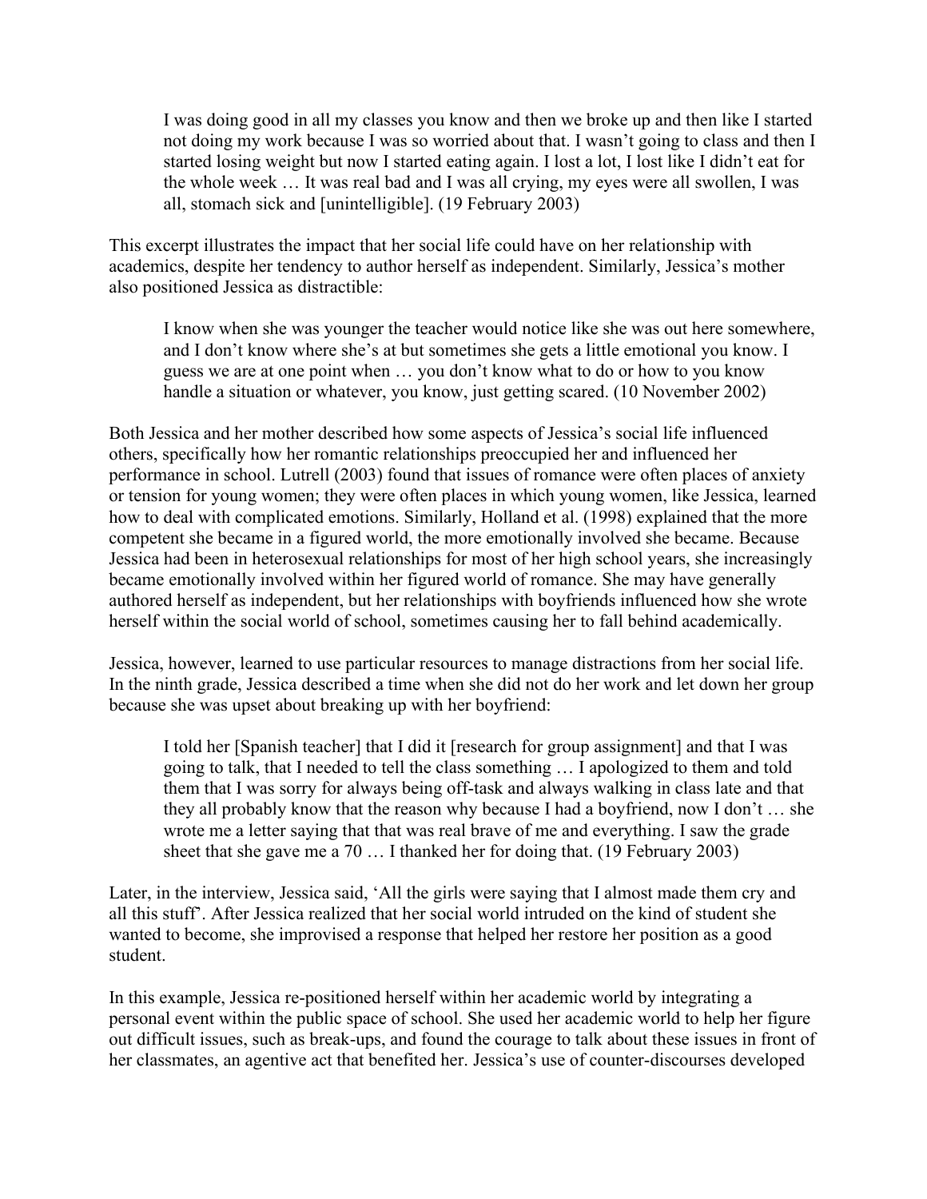> I was doing good in all my classes you know and then we broke up and then like I started not doing my work because I was so worried about that. I wasn't going to class and then I started losing weight but now I started eating again. I lost a lot, I lost like I didn't eat for the whole week … It was real bad and I was all crying, my eyes were all swollen, I was all, stomach sick and [unintelligible]. (19 February 2003)

This excerpt illustrates the impact that her social life could have on her relationship with academics, despite her tendency to author herself as independent. Similarly, Jessica's mother also positioned Jessica as distractible:

> I know when she was younger the teacher would notice like she was out here somewhere, and I don't know where she's at but sometimes she gets a little emotional you know. I guess we are at one point when … you don't know what to do or how to you know handle a situation or whatever, you know, just getting scared. (10 November 2002)

Both Jessica and her mother described how some aspects of Jessica's social life influenced others, specifically how her romantic relationships preoccupied her and influenced her performance in school. Lutrell (2003) found that issues of romance were often places of anxiety or tension for young women; they were often places in which young women, like Jessica, learned how to deal with complicated emotions. Similarly, Holland et al. (1998) explained that the more competent she became in a figured world, the more emotionally involved she became. Because Jessica had been in heterosexual relationships for most of her high school years, she increasingly became emotionally involved within her figured world of romance. She may have generally authored herself as independent, but her relationships with boyfriends influenced how she wrote herself within the social world of school, sometimes causing her to fall behind academically.

Jessica, however, learned to use particular resources to manage distractions from her social life. In the ninth grade, Jessica described a time when she did not do her work and let down her group because she was upset about breaking up with her boyfriend:

> I told her [Spanish teacher] that I did it [research for group assignment] and that I was going to talk, that I needed to tell the class something … I apologized to them and told them that I was sorry for always being off-task and always walking in class late and that they all probably know that the reason why because I had a boyfriend, now I don't … she wrote me a letter saying that that was real brave of me and everything. I saw the grade sheet that she gave me a 70 … I thanked her for doing that. (19 February 2003)

Later, in the interview, Jessica said, 'All the girls were saying that I almost made them cry and all this stuff'. After Jessica realized that her social world intruded on the kind of student she wanted to become, she improvised a response that helped her restore her position as a good student.

In this example, Jessica re-positioned herself within her academic world by integrating a personal event within the public space of school. She used her academic world to help her figure out difficult issues, such as break-ups, and found the courage to talk about these issues in front of her classmates, an agentive act that benefited her. Jessica's use of counter-discourses developed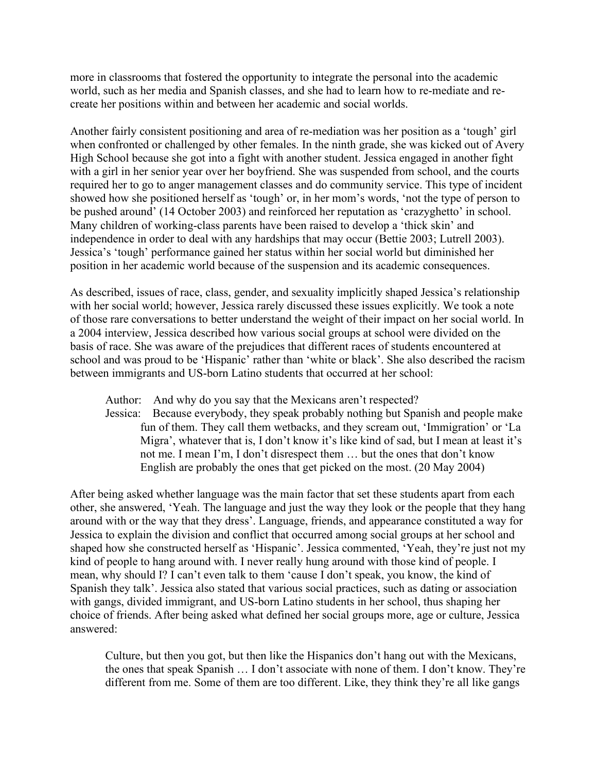more in classrooms that fostered the opportunity to integrate the personal into the academic world, such as her media and Spanish classes, and she had to learn how to re-mediate and re-create her positions within and between her academic and social worlds.

Another fairly consistent positioning and area of re-mediation was her position as a 'tough' girl when confronted or challenged by other females. In the ninth grade, she was kicked out of Avery High School because she got into a fight with another student. Jessica engaged in another fight with a girl in her senior year over her boyfriend. She was suspended from school, and the courts required her to go to anger management classes and do community service. This type of incident showed how she positioned herself as 'tough' or, in her mom's words, 'not the type of person to be pushed around' (14 October 2003) and reinforced her reputation as 'crazyghetto' in school. Many children of working-class parents have been raised to develop a 'thick skin' and independence in order to deal with any hardships that may occur (Bettie 2003; Lutrell 2003). Jessica's 'tough' performance gained her status within her social world but diminished her position in her academic world because of the suspension and its academic consequences.

As described, issues of race, class, gender, and sexuality implicitly shaped Jessica's relationship with her social world; however, Jessica rarely discussed these issues explicitly. We took a note of those rare conversations to better understand the weight of their impact on her social world. In a 2004 interview, Jessica described how various social groups at school were divided on the basis of race. She was aware of the prejudices that different races of students encountered at school and was proud to be 'Hispanic' rather than 'white or black'. She also described the racism between immigrants and US-born Latino students that occurred at her school:

> Author: And why do you say that the Mexicans aren't respected?
>
> Jessica: Because everybody, they speak probably nothing but Spanish and people make fun of them. They call them wetbacks, and they scream out, 'Immigration' or 'La Migra', whatever that is, I don't know it's like kind of sad, but I mean at least it's not me. I mean I'm, I don't disrespect them … but the ones that don't know English are probably the ones that get picked on the most. (20 May 2004)

After being asked whether language was the main factor that set these students apart from each other, she answered, 'Yeah. The language and just the way they look or the people that they hang around with or the way that they dress'. Language, friends, and appearance constituted a way for Jessica to explain the division and conflict that occurred among social groups at her school and shaped how she constructed herself as 'Hispanic'. Jessica commented, 'Yeah, they're just not my kind of people to hang around with. I never really hung around with those kind of people. I mean, why should I? I can't even talk to them 'cause I don't speak, you know, the kind of Spanish they talk'. Jessica also stated that various social practices, such as dating or association with gangs, divided immigrant, and US-born Latino students in her school, thus shaping her choice of friends. After being asked what defined her social groups more, age or culture, Jessica answered:

> Culture, but then you got, but then like the Hispanics don't hang out with the Mexicans, the ones that speak Spanish … I don't associate with none of them. I don't know. They're different from me. Some of them are too different. Like, they think they're all like gangs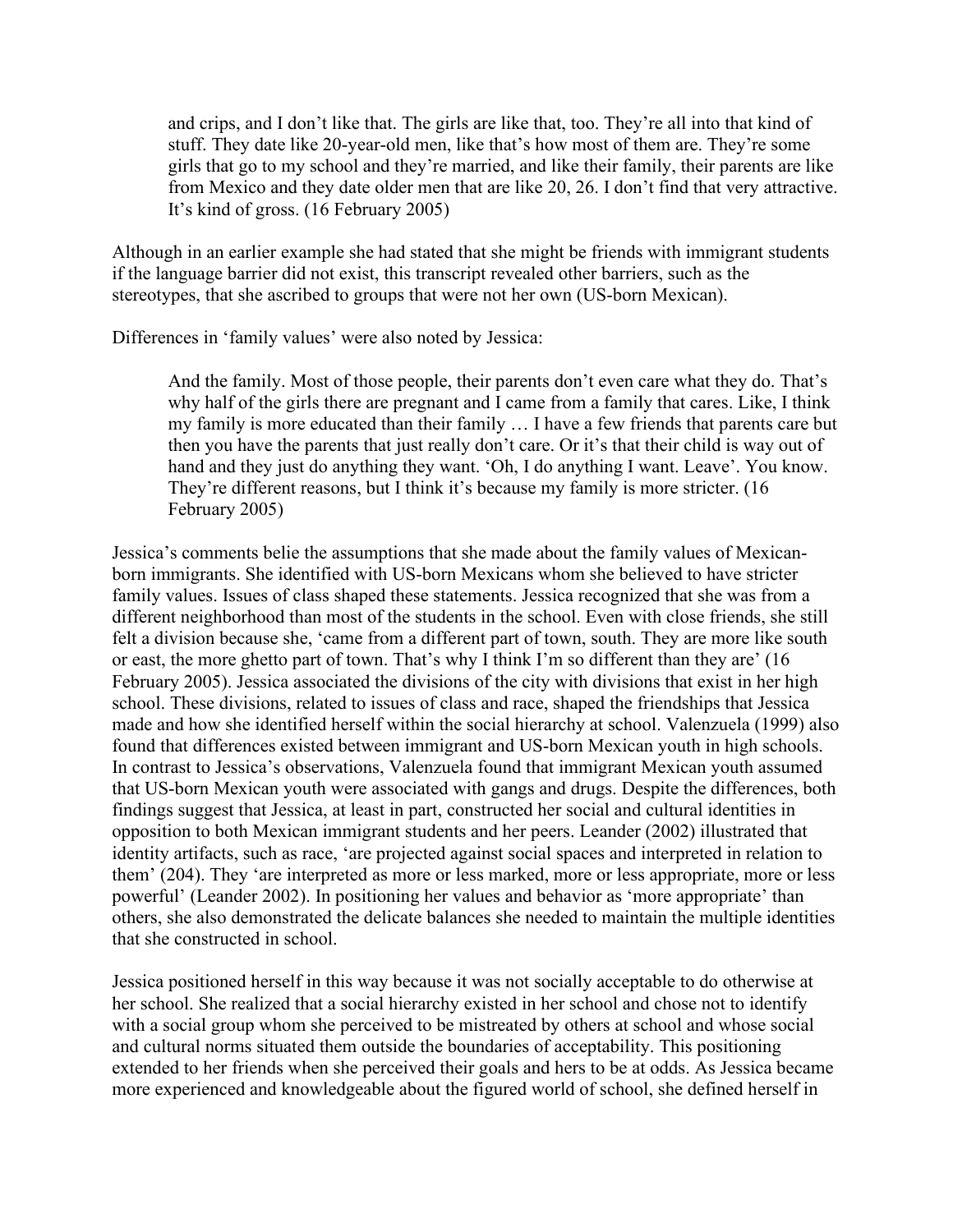> and crips, and I don't like that. The girls are like that, too. They're all into that kind of stuff. They date like 20-year-old men, like that's how most of them are. They're some girls that go to my school and they're married, and like their family, their parents are like from Mexico and they date older men that are like 20, 26. I don't find that very attractive. It's kind of gross. (16 February 2005)

Although in an earlier example she had stated that she might be friends with immigrant students if the language barrier did not exist, this transcript revealed other barriers, such as the stereotypes, that she ascribed to groups that were not her own (US-born Mexican).

Differences in 'family values' were also noted by Jessica:

> And the family. Most of those people, their parents don't even care what they do. That's why half of the girls there are pregnant and I came from a family that cares. Like, I think my family is more educated than their family … I have a few friends that parents care but then you have the parents that just really don't care. Or it's that their child is way out of hand and they just do anything they want. 'Oh, I do anything I want. Leave'. You know. They're different reasons, but I think it's because my family is more stricter. (16 February 2005)

Jessica's comments belie the assumptions that she made about the family values of Mexican-born immigrants. She identified with US-born Mexicans whom she believed to have stricter family values. Issues of class shaped these statements. Jessica recognized that she was from a different neighborhood than most of the students in the school. Even with close friends, she still felt a division because she, 'came from a different part of town, south. They are more like south or east, the more ghetto part of town. That's why I think I'm so different than they are' (16 February 2005). Jessica associated the divisions of the city with divisions that exist in her high school. These divisions, related to issues of class and race, shaped the friendships that Jessica made and how she identified herself within the social hierarchy at school. Valenzuela (1999) also found that differences existed between immigrant and US-born Mexican youth in high schools. In contrast to Jessica's observations, Valenzuela found that immigrant Mexican youth assumed that US-born Mexican youth were associated with gangs and drugs. Despite the differences, both findings suggest that Jessica, at least in part, constructed her social and cultural identities in opposition to both Mexican immigrant students and her peers. Leander (2002) illustrated that identity artifacts, such as race, 'are projected against social spaces and interpreted in relation to them' (204). They 'are interpreted as more or less marked, more or less appropriate, more or less powerful' (Leander 2002). In positioning her values and behavior as 'more appropriate' than others, she also demonstrated the delicate balances she needed to maintain the multiple identities that she constructed in school.

Jessica positioned herself in this way because it was not socially acceptable to do otherwise at her school. She realized that a social hierarchy existed in her school and chose not to identify with a social group whom she perceived to be mistreated by others at school and whose social and cultural norms situated them outside the boundaries of acceptability. This positioning extended to her friends when she perceived their goals and hers to be at odds. As Jessica became more experienced and knowledgeable about the figured world of school, she defined herself in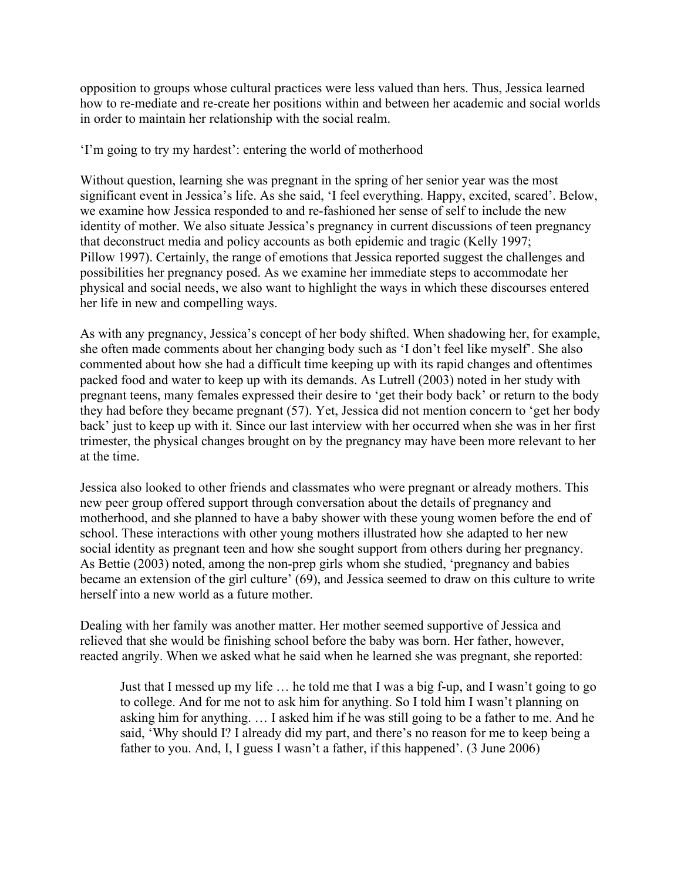opposition to groups whose cultural practices were less valued than hers. Thus, Jessica learned how to re-mediate and re-create her positions within and between her academic and social worlds in order to maintain her relationship with the social realm.

## 'I'm going to try my hardest': entering the world of motherhood

Without question, learning she was pregnant in the spring of her senior year was the most significant event in Jessica's life. As she said, 'I feel everything. Happy, excited, scared'. Below, we examine how Jessica responded to and re-fashioned her sense of self to include the new identity of mother. We also situate Jessica's pregnancy in current discussions of teen pregnancy that deconstruct media and policy accounts as both epidemic and tragic (Kelly 1997; Pillow 1997). Certainly, the range of emotions that Jessica reported suggest the challenges and possibilities her pregnancy posed. As we examine her immediate steps to accommodate her physical and social needs, we also want to highlight the ways in which these discourses entered her life in new and compelling ways.

As with any pregnancy, Jessica's concept of her body shifted. When shadowing her, for example, she often made comments about her changing body such as 'I don't feel like myself'. She also commented about how she had a difficult time keeping up with its rapid changes and oftentimes packed food and water to keep up with its demands. As Lutrell (2003) noted in her study with pregnant teens, many females expressed their desire to 'get their body back' or return to the body they had before they became pregnant (57). Yet, Jessica did not mention concern to 'get her body back' just to keep up with it. Since our last interview with her occurred when she was in her first trimester, the physical changes brought on by the pregnancy may have been more relevant to her at the time.

Jessica also looked to other friends and classmates who were pregnant or already mothers. This new peer group offered support through conversation about the details of pregnancy and motherhood, and she planned to have a baby shower with these young women before the end of school. These interactions with other young mothers illustrated how she adapted to her new social identity as pregnant teen and how she sought support from others during her pregnancy. As Bettie (2003) noted, among the non-prep girls whom she studied, 'pregnancy and babies became an extension of the girl culture' (69), and Jessica seemed to draw on this culture to write herself into a new world as a future mother.

Dealing with her family was another matter. Her mother seemed supportive of Jessica and relieved that she would be finishing school before the baby was born. Her father, however, reacted angrily. When we asked what he said when he learned she was pregnant, she reported:

> Just that I messed up my life … he told me that I was a big f-up, and I wasn't going to go to college. And for me not to ask him for anything. So I told him I wasn't planning on asking him for anything. … I asked him if he was still going to be a father to me. And he said, 'Why should I? I already did my part, and there's no reason for me to keep being a father to you. And, I, I guess I wasn't a father, if this happened'. (3 June 2006)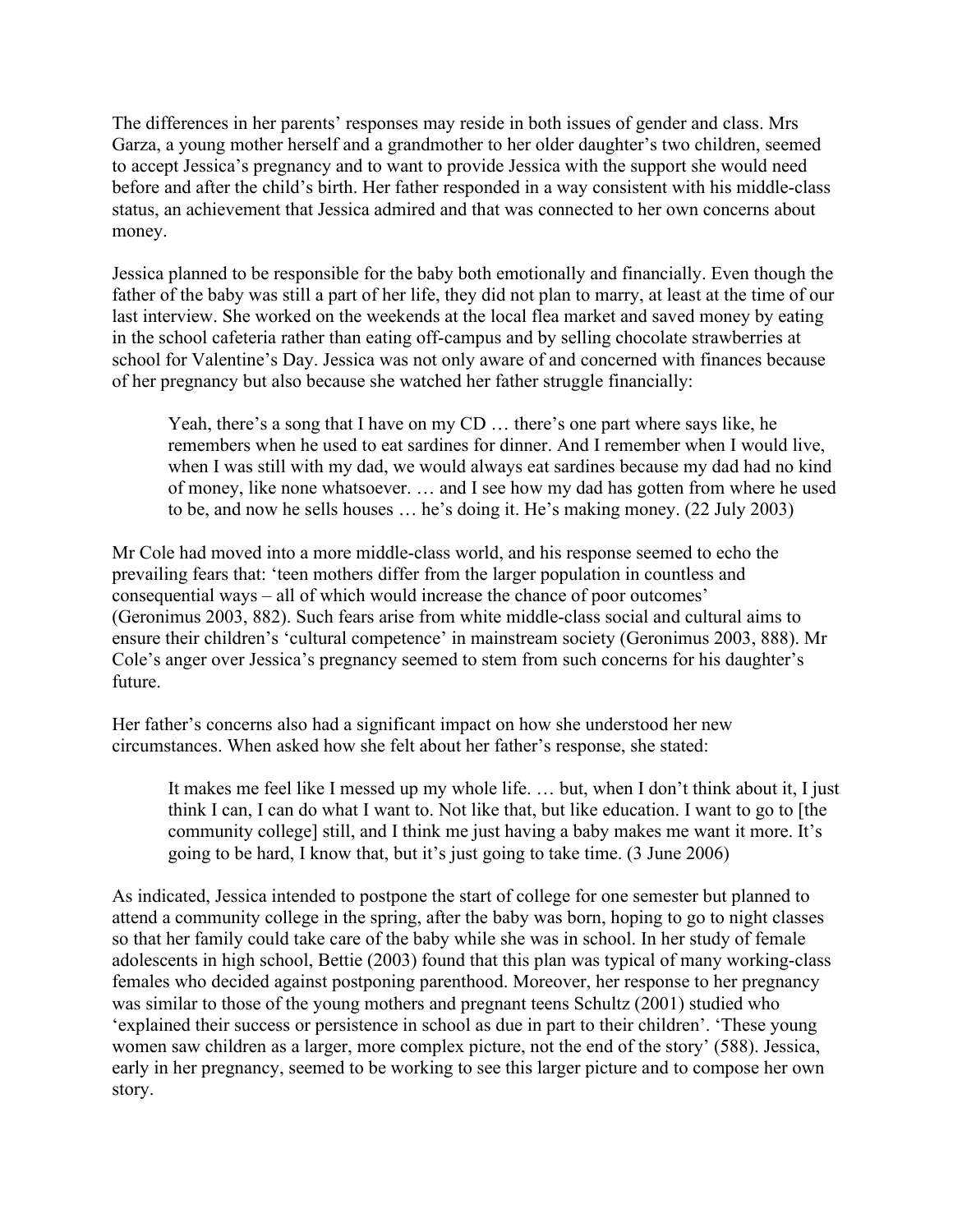The differences in her parents' responses may reside in both issues of gender and class. Mrs Garza, a young mother herself and a grandmother to her older daughter's two children, seemed to accept Jessica's pregnancy and to want to provide Jessica with the support she would need before and after the child's birth. Her father responded in a way consistent with his middle-class status, an achievement that Jessica admired and that was connected to her own concerns about money.

Jessica planned to be responsible for the baby both emotionally and financially. Even though the father of the baby was still a part of her life, they did not plan to marry, at least at the time of our last interview. She worked on the weekends at the local flea market and saved money by eating in the school cafeteria rather than eating off-campus and by selling chocolate strawberries at school for Valentine's Day. Jessica was not only aware of and concerned with finances because of her pregnancy but also because she watched her father struggle financially:

> Yeah, there's a song that I have on my CD … there's one part where says like, he remembers when he used to eat sardines for dinner. And I remember when I would live, when I was still with my dad, we would always eat sardines because my dad had no kind of money, like none whatsoever. … and I see how my dad has gotten from where he used to be, and now he sells houses … he's doing it. He's making money. (22 July 2003)

Mr Cole had moved into a more middle-class world, and his response seemed to echo the prevailing fears that: 'teen mothers differ from the larger population in countless and consequential ways – all of which would increase the chance of poor outcomes' (Geronimus 2003, 882). Such fears arise from white middle-class social and cultural aims to ensure their children's 'cultural competence' in mainstream society (Geronimus 2003, 888). Mr Cole's anger over Jessica's pregnancy seemed to stem from such concerns for his daughter's future.

Her father's concerns also had a significant impact on how she understood her new circumstances. When asked how she felt about her father's response, she stated:

> It makes me feel like I messed up my whole life. … but, when I don't think about it, I just think I can, I can do what I want to. Not like that, but like education. I want to go to [the community college] still, and I think me just having a baby makes me want it more. It's going to be hard, I know that, but it's just going to take time. (3 June 2006)

As indicated, Jessica intended to postpone the start of college for one semester but planned to attend a community college in the spring, after the baby was born, hoping to go to night classes so that her family could take care of the baby while she was in school. In her study of female adolescents in high school, Bettie (2003) found that this plan was typical of many working-class females who decided against postponing parenthood. Moreover, her response to her pregnancy was similar to those of the young mothers and pregnant teens Schultz (2001) studied who 'explained their success or persistence in school as due in part to their children'. 'These young women saw children as a larger, more complex picture, not the end of the story' (588). Jessica, early in her pregnancy, seemed to be working to see this larger picture and to compose her own story.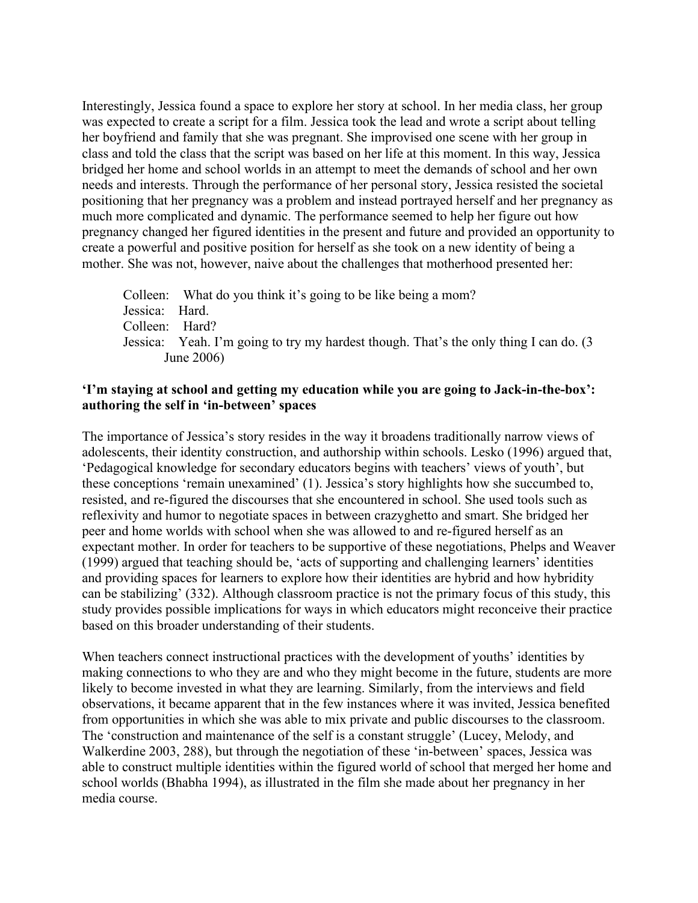Interestingly, Jessica found a space to explore her story at school. In her media class, her group was expected to create a script for a film. Jessica took the lead and wrote a script about telling her boyfriend and family that she was pregnant. She improvised one scene with her group in class and told the class that the script was based on her life at this moment. In this way, Jessica bridged her home and school worlds in an attempt to meet the demands of school and her own needs and interests. Through the performance of her personal story, Jessica resisted the societal positioning that her pregnancy was a problem and instead portrayed herself and her pregnancy as much more complicated and dynamic. The performance seemed to help her figure out how pregnancy changed her figured identities in the present and future and provided an opportunity to create a powerful and positive position for herself as she took on a new identity of being a mother. She was not, however, naive about the challenges that motherhood presented her:

> Colleen: What do you think it's going to be like being a mom?
> Jessica: Hard.
> Colleen: Hard?
> Jessica: Yeah. I'm going to try my hardest though. That's the only thing I can do. (3 June 2006)

**'I'm staying at school and getting my education while you are going to Jack-in-the-box': authoring the self in 'in-between' spaces**

The importance of Jessica's story resides in the way it broadens traditionally narrow views of adolescents, their identity construction, and authorship within schools. Lesko (1996) argued that, 'Pedagogical knowledge for secondary educators begins with teachers' views of youth', but these conceptions 'remain unexamined' (1). Jessica's story highlights how she succumbed to, resisted, and re-figured the discourses that she encountered in school. She used tools such as reflexivity and humor to negotiate spaces in between crazyghetto and smart. She bridged her peer and home worlds with school when she was allowed to and re-figured herself as an expectant mother. In order for teachers to be supportive of these negotiations, Phelps and Weaver (1999) argued that teaching should be, 'acts of supporting and challenging learners' identities and providing spaces for learners to explore how their identities are hybrid and how hybridity can be stabilizing' (332). Although classroom practice is not the primary focus of this study, this study provides possible implications for ways in which educators might reconceive their practice based on this broader understanding of their students.

When teachers connect instructional practices with the development of youths' identities by making connections to who they are and who they might become in the future, students are more likely to become invested in what they are learning. Similarly, from the interviews and field observations, it became apparent that in the few instances where it was invited, Jessica benefited from opportunities in which she was able to mix private and public discourses to the classroom. The 'construction and maintenance of the self is a constant struggle' (Lucey, Melody, and Walkerdine 2003, 288), but through the negotiation of these 'in-between' spaces, Jessica was able to construct multiple identities within the figured world of school that merged her home and school worlds (Bhabha 1994), as illustrated in the film she made about her pregnancy in her media course.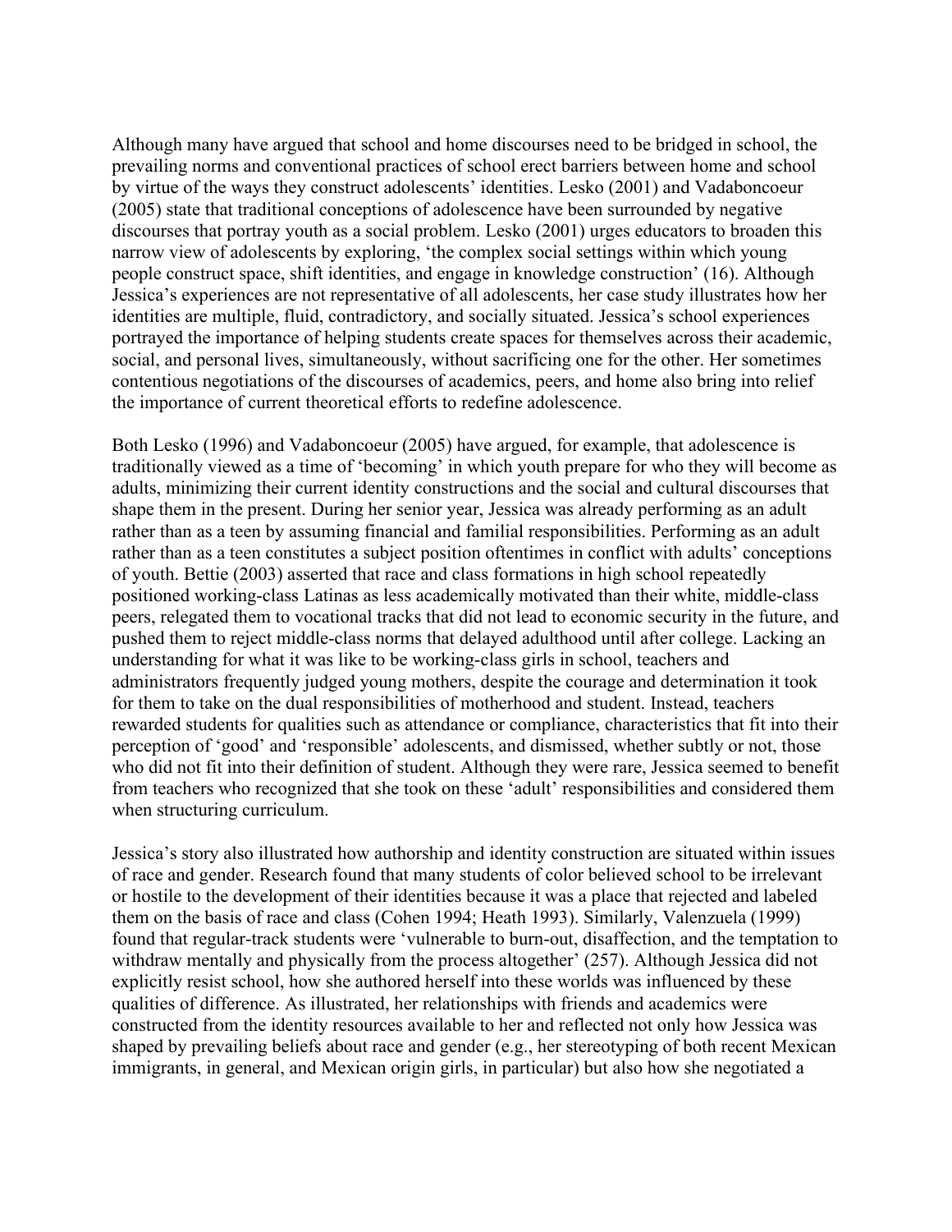Although many have argued that school and home discourses need to be bridged in school, the prevailing norms and conventional practices of school erect barriers between home and school by virtue of the ways they construct adolescents' identities. Lesko (2001) and Vadaboncoeur (2005) state that traditional conceptions of adolescence have been surrounded by negative discourses that portray youth as a social problem. Lesko (2001) urges educators to broaden this narrow view of adolescents by exploring, 'the complex social settings within which young people construct space, shift identities, and engage in knowledge construction' (16). Although Jessica's experiences are not representative of all adolescents, her case study illustrates how her identities are multiple, fluid, contradictory, and socially situated. Jessica's school experiences portrayed the importance of helping students create spaces for themselves across their academic, social, and personal lives, simultaneously, without sacrificing one for the other. Her sometimes contentious negotiations of the discourses of academics, peers, and home also bring into relief the importance of current theoretical efforts to redefine adolescence.

Both Lesko (1996) and Vadaboncoeur (2005) have argued, for example, that adolescence is traditionally viewed as a time of 'becoming' in which youth prepare for who they will become as adults, minimizing their current identity constructions and the social and cultural discourses that shape them in the present. During her senior year, Jessica was already performing as an adult rather than as a teen by assuming financial and familial responsibilities. Performing as an adult rather than as a teen constitutes a subject position oftentimes in conflict with adults' conceptions of youth. Bettie (2003) asserted that race and class formations in high school repeatedly positioned working-class Latinas as less academically motivated than their white, middle-class peers, relegated them to vocational tracks that did not lead to economic security in the future, and pushed them to reject middle-class norms that delayed adulthood until after college. Lacking an understanding for what it was like to be working-class girls in school, teachers and administrators frequently judged young mothers, despite the courage and determination it took for them to take on the dual responsibilities of motherhood and student. Instead, teachers rewarded students for qualities such as attendance or compliance, characteristics that fit into their perception of 'good' and 'responsible' adolescents, and dismissed, whether subtly or not, those who did not fit into their definition of student. Although they were rare, Jessica seemed to benefit from teachers who recognized that she took on these 'adult' responsibilities and considered them when structuring curriculum.

Jessica's story also illustrated how authorship and identity construction are situated within issues of race and gender. Research found that many students of color believed school to be irrelevant or hostile to the development of their identities because it was a place that rejected and labeled them on the basis of race and class (Cohen 1994; Heath 1993). Similarly, Valenzuela (1999) found that regular-track students were 'vulnerable to burn-out, disaffection, and the temptation to withdraw mentally and physically from the process altogether' (257). Although Jessica did not explicitly resist school, how she authored herself into these worlds was influenced by these qualities of difference. As illustrated, her relationships with friends and academics were constructed from the identity resources available to her and reflected not only how Jessica was shaped by prevailing beliefs about race and gender (e.g., her stereotyping of both recent Mexican immigrants, in general, and Mexican origin girls, in particular) but also how she negotiated a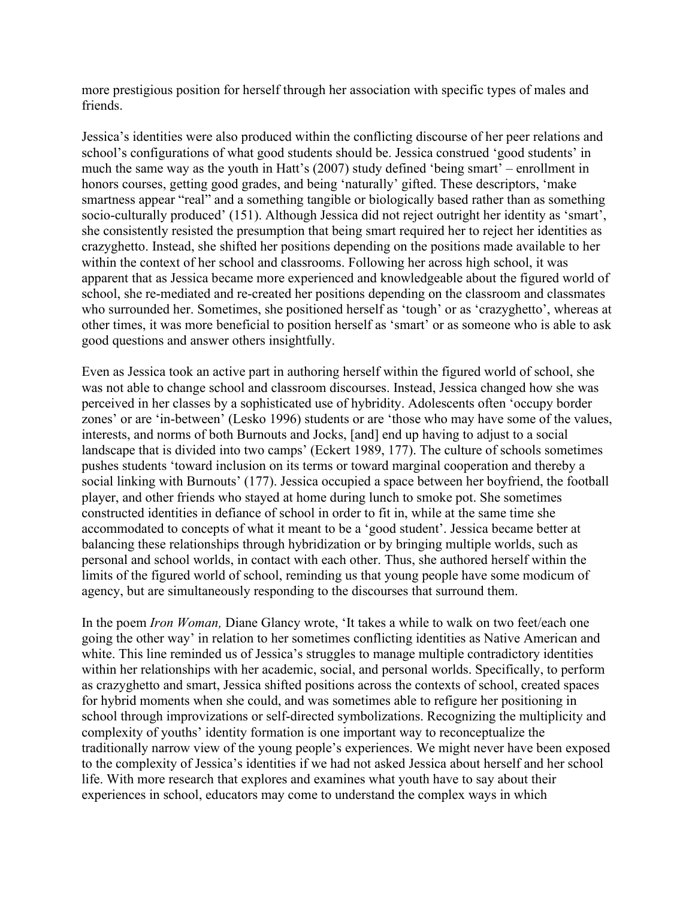more prestigious position for herself through her association with specific types of males and friends.

Jessica's identities were also produced within the conflicting discourse of her peer relations and school's configurations of what good students should be. Jessica construed 'good students' in much the same way as the youth in Hatt's (2007) study defined 'being smart' – enrollment in honors courses, getting good grades, and being 'naturally' gifted. These descriptors, 'make smartness appear "real" and a something tangible or biologically based rather than as something socio-culturally produced' (151). Although Jessica did not reject outright her identity as 'smart', she consistently resisted the presumption that being smart required her to reject her identities as crazyghetto. Instead, she shifted her positions depending on the positions made available to her within the context of her school and classrooms. Following her across high school, it was apparent that as Jessica became more experienced and knowledgeable about the figured world of school, she re-mediated and re-created her positions depending on the classroom and classmates who surrounded her. Sometimes, she positioned herself as 'tough' or as 'crazyghetto', whereas at other times, it was more beneficial to position herself as 'smart' or as someone who is able to ask good questions and answer others insightfully.

Even as Jessica took an active part in authoring herself within the figured world of school, she was not able to change school and classroom discourses. Instead, Jessica changed how she was perceived in her classes by a sophisticated use of hybridity. Adolescents often 'occupy border zones' or are 'in-between' (Lesko 1996) students or are 'those who may have some of the values, interests, and norms of both Burnouts and Jocks, [and] end up having to adjust to a social landscape that is divided into two camps' (Eckert 1989, 177). The culture of schools sometimes pushes students 'toward inclusion on its terms or toward marginal cooperation and thereby a social linking with Burnouts' (177). Jessica occupied a space between her boyfriend, the football player, and other friends who stayed at home during lunch to smoke pot. She sometimes constructed identities in defiance of school in order to fit in, while at the same time she accommodated to concepts of what it meant to be a 'good student'. Jessica became better at balancing these relationships through hybridization or by bringing multiple worlds, such as personal and school worlds, in contact with each other. Thus, she authored herself within the limits of the figured world of school, reminding us that young people have some modicum of agency, but are simultaneously responding to the discourses that surround them.

In the poem *Iron Woman,* Diane Glancy wrote, 'It takes a while to walk on two feet/each one going the other way' in relation to her sometimes conflicting identities as Native American and white. This line reminded us of Jessica's struggles to manage multiple contradictory identities within her relationships with her academic, social, and personal worlds. Specifically, to perform as crazyghetto and smart, Jessica shifted positions across the contexts of school, created spaces for hybrid moments when she could, and was sometimes able to refigure her positioning in school through improvizations or self-directed symbolizations. Recognizing the multiplicity and complexity of youths' identity formation is one important way to reconceptualize the traditionally narrow view of the young people's experiences. We might never have been exposed to the complexity of Jessica's identities if we had not asked Jessica about herself and her school life. With more research that explores and examines what youth have to say about their experiences in school, educators may come to understand the complex ways in which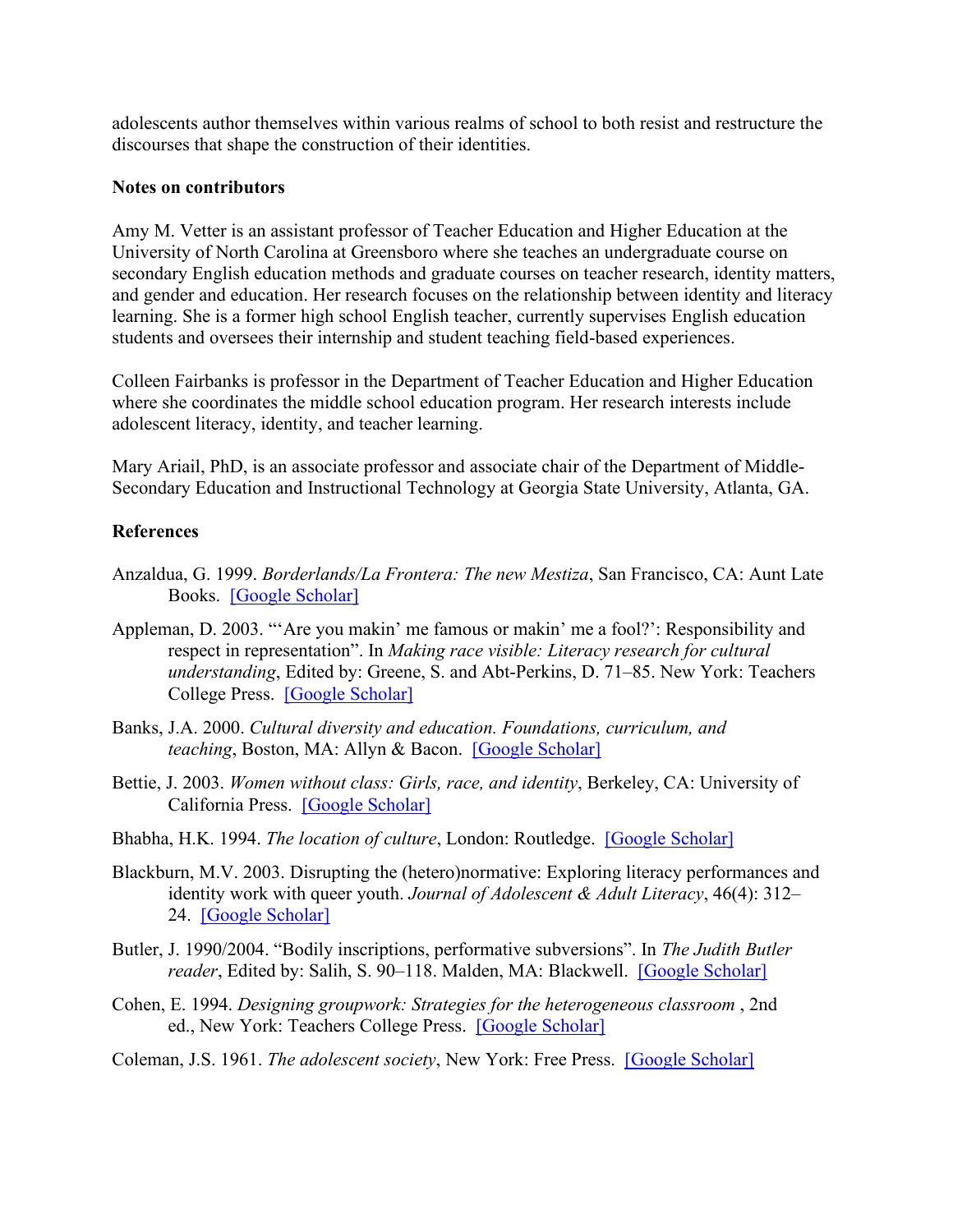adolescents author themselves within various realms of school to both resist and restructure the discourses that shape the construction of their identities.

**Notes on contributors**

Amy M. Vetter is an assistant professor of Teacher Education and Higher Education at the University of North Carolina at Greensboro where she teaches an undergraduate course on secondary English education methods and graduate courses on teacher research, identity matters, and gender and education. Her research focuses on the relationship between identity and literacy learning. She is a former high school English teacher, currently supervises English education students and oversees their internship and student teaching field-based experiences.

Colleen Fairbanks is professor in the Department of Teacher Education and Higher Education where she coordinates the middle school education program. Her research interests include adolescent literacy, identity, and teacher learning.

Mary Ariail, PhD, is an associate professor and associate chair of the Department of Middle-Secondary Education and Instructional Technology at Georgia State University, Atlanta, GA.

**References**

Anzaldua, G. 1999. *Borderlands/La Frontera: The new Mestiza*, San Francisco, CA: Aunt Late Books. [Google Scholar]

Appleman, D. 2003. "'Are you makin' me famous or makin' me a fool?': Responsibility and respect in representation". In *Making race visible: Literacy research for cultural understanding*, Edited by: Greene, S. and Abt-Perkins, D. 71–85. New York: Teachers College Press. [Google Scholar]

Banks, J.A. 2000. *Cultural diversity and education. Foundations, curriculum, and teaching*, Boston, MA: Allyn & Bacon. [Google Scholar]

Bettie, J. 2003. *Women without class: Girls, race, and identity*, Berkeley, CA: University of California Press. [Google Scholar]

Bhabha, H.K. 1994. *The location of culture*, London: Routledge. [Google Scholar]

Blackburn, M.V. 2003. Disrupting the (hetero)normative: Exploring literacy performances and identity work with queer youth. *Journal of Adolescent & Adult Literacy*, 46(4): 312–24. [Google Scholar]

Butler, J. 1990/2004. "Bodily inscriptions, performative subversions". In *The Judith Butler reader*, Edited by: Salih, S. 90–118. Malden, MA: Blackwell. [Google Scholar]

Cohen, E. 1994. *Designing groupwork: Strategies for the heterogeneous classroom* , 2nd ed., New York: Teachers College Press. [Google Scholar]

Coleman, J.S. 1961. *The adolescent society*, New York: Free Press. [Google Scholar]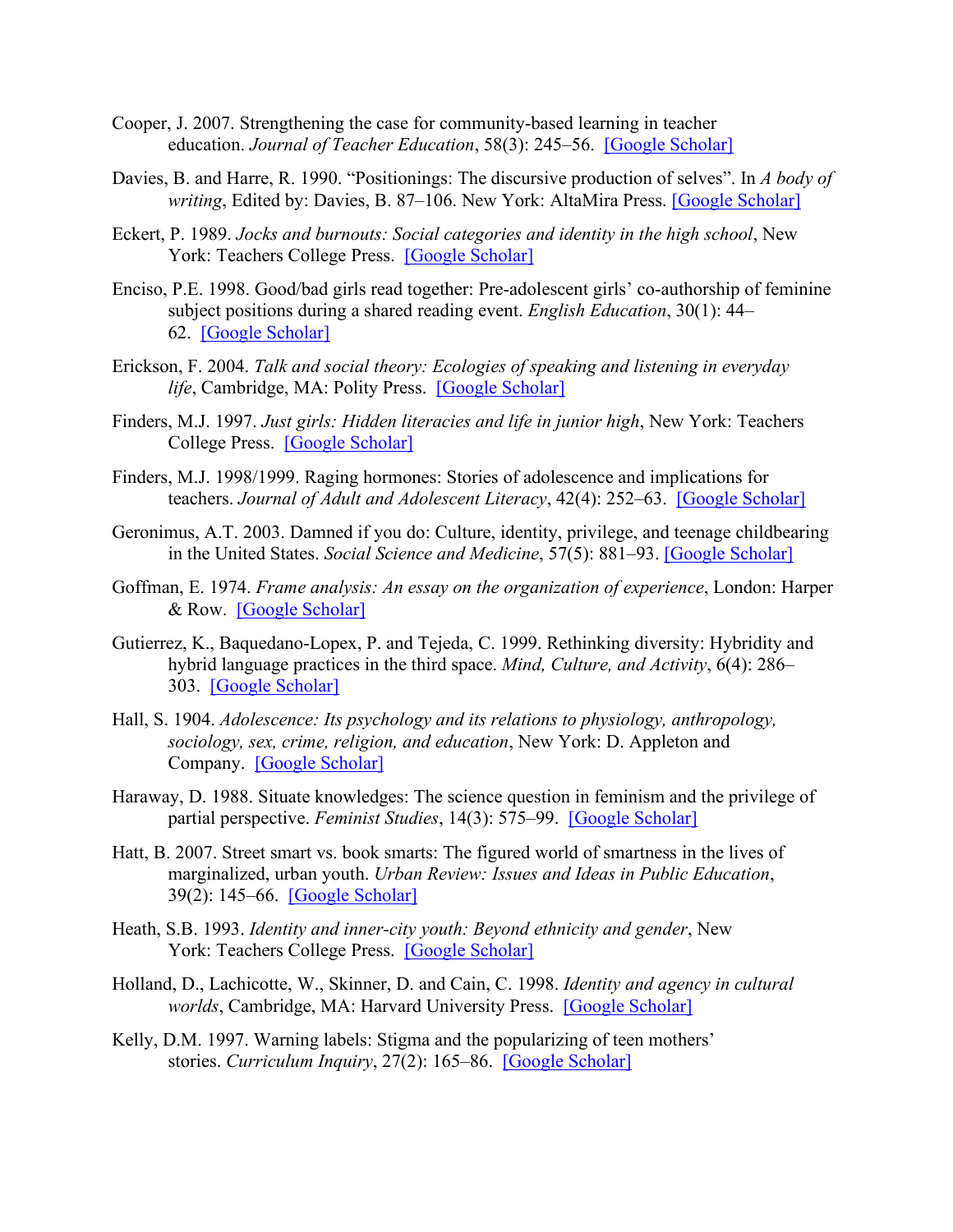Cooper, J. 2007. Strengthening the case for community-based learning in teacher education. *Journal of Teacher Education*, 58(3): 245–56. [Google Scholar]

Davies, B. and Harre, R. 1990. "Positionings: The discursive production of selves". In *A body of writing*, Edited by: Davies, B. 87–106. New York: AltaMira Press. [Google Scholar]

Eckert, P. 1989. *Jocks and burnouts: Social categories and identity in the high school*, New York: Teachers College Press. [Google Scholar]

Enciso, P.E. 1998. Good/bad girls read together: Pre-adolescent girls' co-authorship of feminine subject positions during a shared reading event. *English Education*, 30(1): 44–62. [Google Scholar]

Erickson, F. 2004. *Talk and social theory: Ecologies of speaking and listening in everyday life*, Cambridge, MA: Polity Press. [Google Scholar]

Finders, M.J. 1997. *Just girls: Hidden literacies and life in junior high*, New York: Teachers College Press. [Google Scholar]

Finders, M.J. 1998/1999. Raging hormones: Stories of adolescence and implications for teachers. *Journal of Adult and Adolescent Literacy*, 42(4): 252–63. [Google Scholar]

Geronimus, A.T. 2003. Damned if you do: Culture, identity, privilege, and teenage childbearing in the United States. *Social Science and Medicine*, 57(5): 881–93. [Google Scholar]

Goffman, E. 1974. *Frame analysis: An essay on the organization of experience*, London: Harper & Row. [Google Scholar]

Gutierrez, K., Baquedano-Lopex, P. and Tejeda, C. 1999. Rethinking diversity: Hybridity and hybrid language practices in the third space. *Mind, Culture, and Activity*, 6(4): 286–303. [Google Scholar]

Hall, S. 1904. *Adolescence: Its psychology and its relations to physiology, anthropology, sociology, sex, crime, religion, and education*, New York: D. Appleton and Company. [Google Scholar]

Haraway, D. 1988. Situate knowledges: The science question in feminism and the privilege of partial perspective. *Feminist Studies*, 14(3): 575–99. [Google Scholar]

Hatt, B. 2007. Street smart vs. book smarts: The figured world of smartness in the lives of marginalized, urban youth. *Urban Review: Issues and Ideas in Public Education*, 39(2): 145–66. [Google Scholar]

Heath, S.B. 1993. *Identity and inner-city youth: Beyond ethnicity and gender*, New York: Teachers College Press. [Google Scholar]

Holland, D., Lachicotte, W., Skinner, D. and Cain, C. 1998. *Identity and agency in cultural worlds*, Cambridge, MA: Harvard University Press. [Google Scholar]

Kelly, D.M. 1997. Warning labels: Stigma and the popularizing of teen mothers' stories. *Curriculum Inquiry*, 27(2): 165–86. [Google Scholar]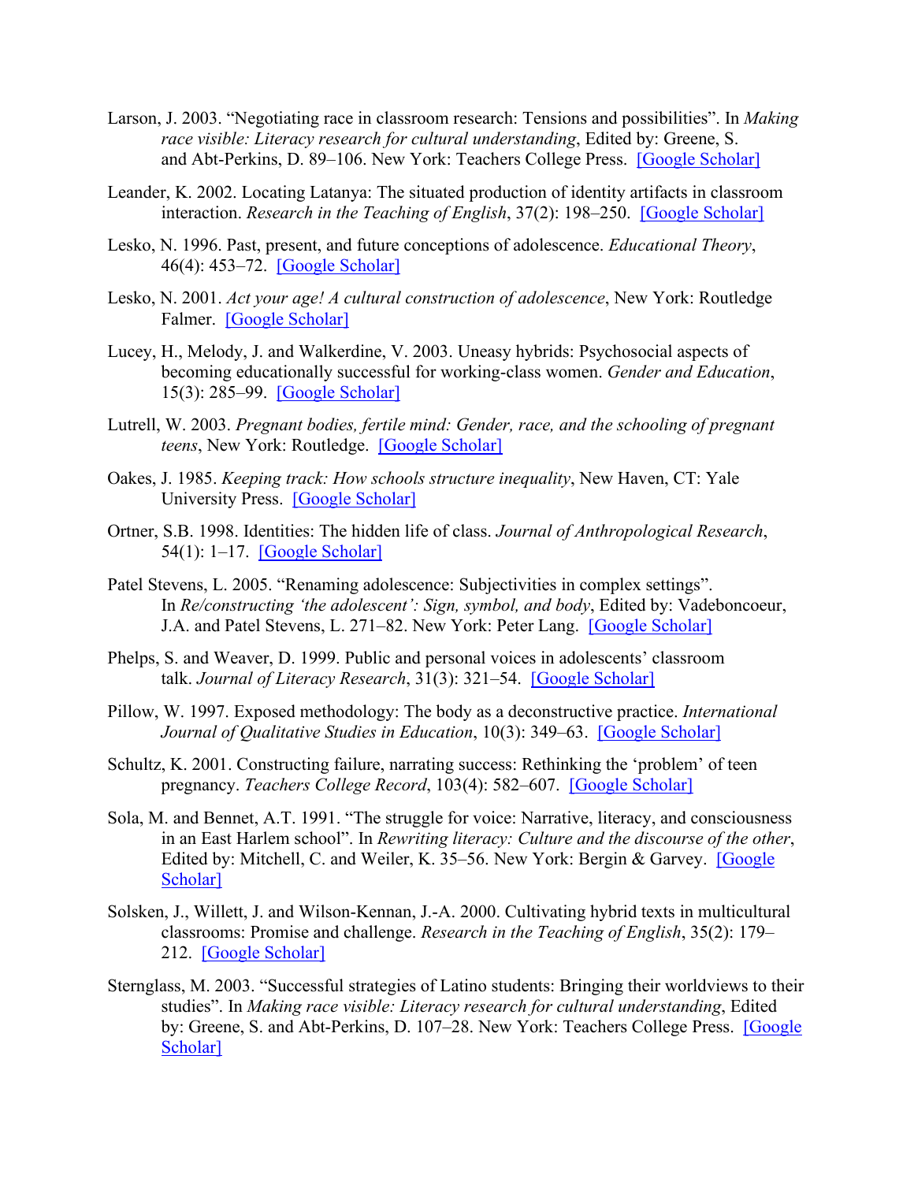Larson, J. 2003. "Negotiating race in classroom research: Tensions and possibilities". In *Making race visible: Literacy research for cultural understanding*, Edited by: Greene, S. and Abt-Perkins, D. 89–106. New York: Teachers College Press. [Google Scholar]

Leander, K. 2002. Locating Latanya: The situated production of identity artifacts in classroom interaction. *Research in the Teaching of English*, 37(2): 198–250. [Google Scholar]

Lesko, N. 1996. Past, present, and future conceptions of adolescence. *Educational Theory*, 46(4): 453–72. [Google Scholar]

Lesko, N. 2001. *Act your age! A cultural construction of adolescence*, New York: Routledge Falmer. [Google Scholar]

Lucey, H., Melody, J. and Walkerdine, V. 2003. Uneasy hybrids: Psychosocial aspects of becoming educationally successful for working-class women. *Gender and Education*, 15(3): 285–99. [Google Scholar]

Lutrell, W. 2003. *Pregnant bodies, fertile mind: Gender, race, and the schooling of pregnant teens*, New York: Routledge. [Google Scholar]

Oakes, J. 1985. *Keeping track: How schools structure inequality*, New Haven, CT: Yale University Press. [Google Scholar]

Ortner, S.B. 1998. Identities: The hidden life of class. *Journal of Anthropological Research*, 54(1): 1–17. [Google Scholar]

Patel Stevens, L. 2005. "Renaming adolescence: Subjectivities in complex settings". In *Re/constructing 'the adolescent': Sign, symbol, and body*, Edited by: Vadeboncoeur, J.A. and Patel Stevens, L. 271–82. New York: Peter Lang. [Google Scholar]

Phelps, S. and Weaver, D. 1999. Public and personal voices in adolescents' classroom talk. *Journal of Literacy Research*, 31(3): 321–54. [Google Scholar]

Pillow, W. 1997. Exposed methodology: The body as a deconstructive practice. *International Journal of Qualitative Studies in Education*, 10(3): 349–63. [Google Scholar]

Schultz, K. 2001. Constructing failure, narrating success: Rethinking the 'problem' of teen pregnancy. *Teachers College Record*, 103(4): 582–607. [Google Scholar]

Sola, M. and Bennet, A.T. 1991. "The struggle for voice: Narrative, literacy, and consciousness in an East Harlem school". In *Rewriting literacy: Culture and the discourse of the other*, Edited by: Mitchell, C. and Weiler, K. 35–56. New York: Bergin & Garvey. [Google Scholar]

Solsken, J., Willett, J. and Wilson-Kennan, J.-A. 2000. Cultivating hybrid texts in multicultural classrooms: Promise and challenge. *Research in the Teaching of English*, 35(2): 179–212. [Google Scholar]

Sternglass, M. 2003. "Successful strategies of Latino students: Bringing their worldviews to their studies". In *Making race visible: Literacy research for cultural understanding*, Edited by: Greene, S. and Abt-Perkins, D. 107–28. New York: Teachers College Press. [Google Scholar]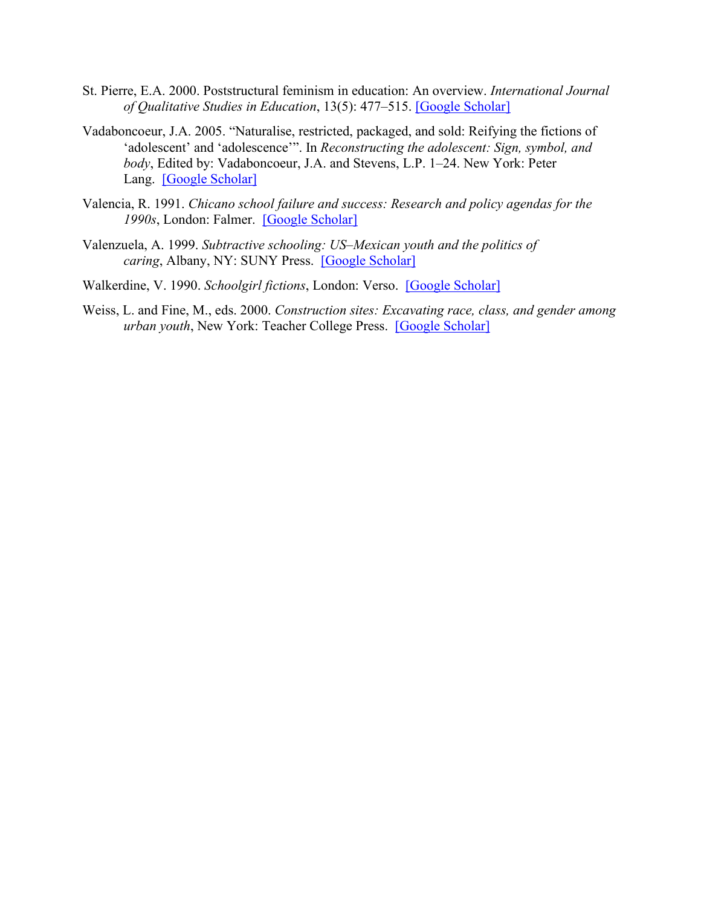St. Pierre, E.A. 2000. Poststructural feminism in education: An overview. *International Journal of Qualitative Studies in Education*, 13(5): 477–515. [Google Scholar]

Vadaboncoeur, J.A. 2005. "Naturalise, restricted, packaged, and sold: Reifying the fictions of 'adolescent' and 'adolescence'". In *Reconstructing the adolescent: Sign, symbol, and body*, Edited by: Vadaboncoeur, J.A. and Stevens, L.P. 1–24. New York: Peter Lang. [Google Scholar]

Valencia, R. 1991. *Chicano school failure and success: Research and policy agendas for the 1990s*, London: Falmer. [Google Scholar]

Valenzuela, A. 1999. *Subtractive schooling: US–Mexican youth and the politics of caring*, Albany, NY: SUNY Press. [Google Scholar]

Walkerdine, V. 1990. *Schoolgirl fictions*, London: Verso. [Google Scholar]

Weiss, L. and Fine, M., eds. 2000. *Construction sites: Excavating race, class, and gender among urban youth*, New York: Teacher College Press. [Google Scholar]